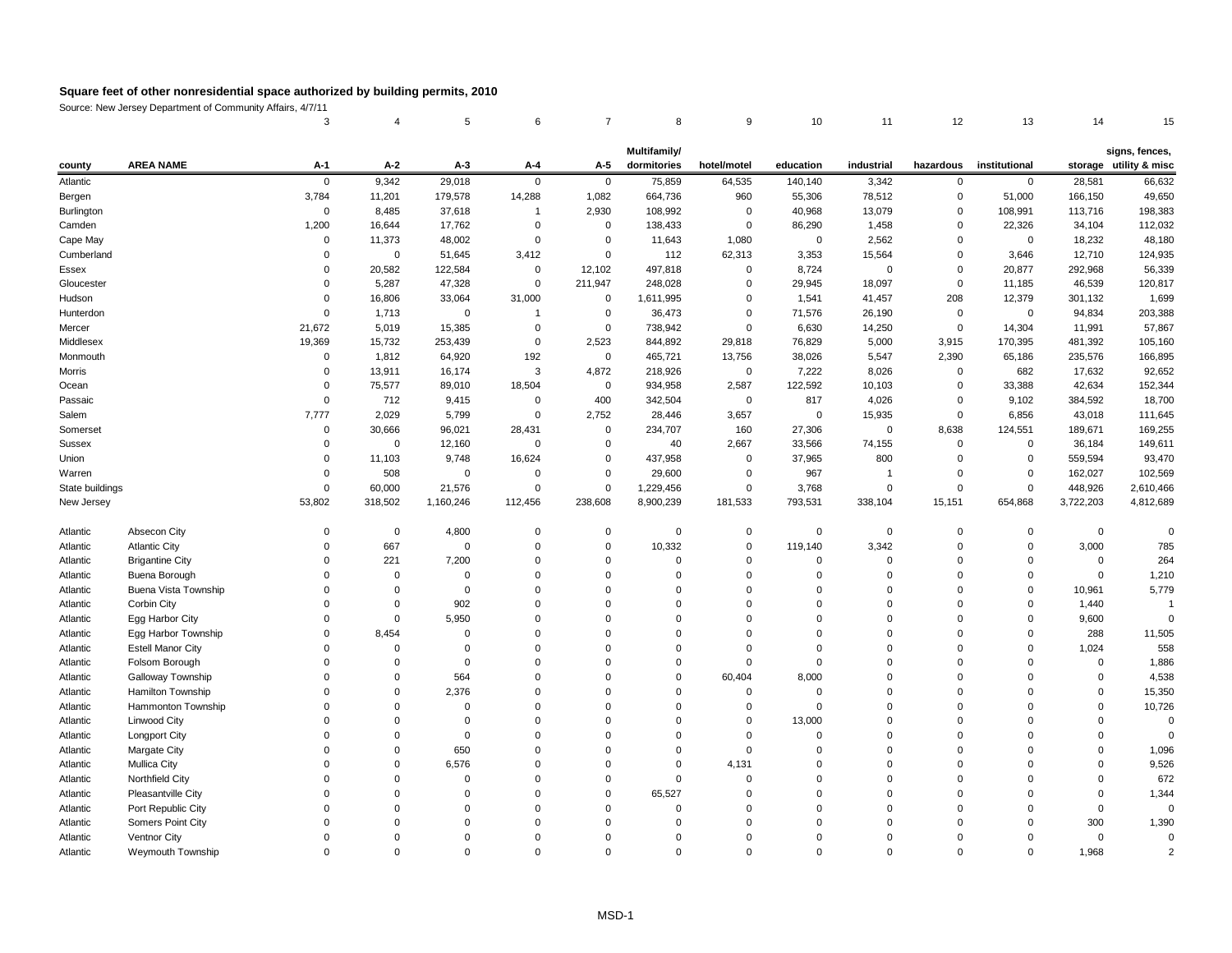# Square feet of other nonresidential space authorized by building permits, 2010

Source: New Jersey Department of Community Affairs, 4/7/11

| | | 3 | 4 | 5 | 6 | 7 | 8 | 9 | 10 | 11 | 12 | 13 | 14 | 15 |
|---|---|---|---|---|---|---|---|---|---|---|---|---|---|---|
| county | AREA NAME | A-1 | A-2 | A-3 | A-4 | A-5 | Multifamily/ dormitories | hotel/motel | education | industrial | hazardous | institutional | storage | signs, fences, utility & misc |
| Atlantic | | 0 | 9,342 | 29,018 | 0 | 0 | 75,859 | 64,535 | 140,140 | 3,342 | 0 | 0 | 28,581 | 66,632 |
| Bergen | | 3,784 | 11,201 | 179,578 | 14,288 | 1,082 | 664,736 | 960 | 55,306 | 78,512 | 0 | 51,000 | 166,150 | 49,650 |
| Burlington | | 0 | 8,485 | 37,618 | 1 | 2,930 | 108,992 | 0 | 40,968 | 13,079 | 0 | 108,991 | 113,716 | 198,383 |
| Camden | | 1,200 | 16,644 | 17,762 | 0 | 0 | 138,433 | 0 | 86,290 | 1,458 | 0 | 22,326 | 34,104 | 112,032 |
| Cape May | | 0 | 11,373 | 48,002 | 0 | 0 | 11,643 | 1,080 | 0 | 2,562 | 0 | 0 | 18,232 | 48,180 |
| Cumberland | | 0 | 0 | 51,645 | 3,412 | 0 | 112 | 62,313 | 3,353 | 15,564 | 0 | 3,646 | 12,710 | 124,935 |
| Essex | | 0 | 20,582 | 122,584 | 0 | 12,102 | 497,818 | 0 | 8,724 | 0 | 0 | 20,877 | 292,968 | 56,339 |
| Gloucester | | 0 | 5,287 | 47,328 | 0 | 211,947 | 248,028 | 0 | 29,945 | 18,097 | 0 | 11,185 | 46,539 | 120,817 |
| Hudson | | 0 | 16,806 | 33,064 | 31,000 | 0 | 1,611,995 | 0 | 1,541 | 41,457 | 208 | 12,379 | 301,132 | 1,699 |
| Hunterdon | | 0 | 1,713 | 0 | 1 | 0 | 36,473 | 0 | 71,576 | 26,190 | 0 | 0 | 94,834 | 203,388 |
| Mercer | | 21,672 | 5,019 | 15,385 | 0 | 0 | 738,942 | 0 | 6,630 | 14,250 | 0 | 14,304 | 11,991 | 57,867 |
| Middlesex | | 19,369 | 15,732 | 253,439 | 0 | 2,523 | 844,892 | 29,818 | 76,829 | 5,000 | 3,915 | 170,395 | 481,392 | 105,160 |
| Monmouth | | 0 | 1,812 | 64,920 | 192 | 0 | 465,721 | 13,756 | 38,026 | 5,547 | 2,390 | 65,186 | 235,576 | 166,895 |
| Morris | | 0 | 13,911 | 16,174 | 3 | 4,872 | 218,926 | 0 | 7,222 | 8,026 | 0 | 682 | 17,632 | 92,652 |
| Ocean | | 0 | 75,577 | 89,010 | 18,504 | 0 | 934,958 | 2,587 | 122,592 | 10,103 | 0 | 33,388 | 42,634 | 152,344 |
| Passaic | | 0 | 712 | 9,415 | 0 | 400 | 342,504 | 0 | 817 | 4,026 | 0 | 9,102 | 384,592 | 18,700 |
| Salem | | 7,777 | 2,029 | 5,799 | 0 | 2,752 | 28,446 | 3,657 | 0 | 15,935 | 0 | 6,856 | 43,018 | 111,645 |
| Somerset | | 0 | 30,666 | 96,021 | 28,431 | 0 | 234,707 | 160 | 27,306 | 0 | 8,638 | 124,551 | 189,671 | 169,255 |
| Sussex | | 0 | 0 | 12,160 | 0 | 0 | 40 | 2,667 | 33,566 | 74,155 | 0 | 0 | 36,184 | 149,611 |
| Union | | 0 | 11,103 | 9,748 | 16,624 | 0 | 437,958 | 0 | 37,965 | 800 | 0 | 0 | 559,594 | 93,470 |
| Warren | | 0 | 508 | 0 | 0 | 0 | 29,600 | 0 | 967 | 1 | 0 | 0 | 162,027 | 102,569 |
| State buildings | | 0 | 60,000 | 21,576 | 0 | 0 | 1,229,456 | 0 | 3,768 | 0 | 0 | 0 | 448,926 | 2,610,466 |
| New Jersey | | 53,802 | 318,502 | 1,160,246 | 112,456 | 238,608 | 8,900,239 | 181,533 | 793,531 | 338,104 | 15,151 | 654,868 | 3,722,203 | 4,812,689 |
| Atlantic | Absecon City | 0 | 0 | 4,800 | 0 | 0 | 0 | 0 | 0 | 0 | 0 | 0 | 0 | 0 |
| Atlantic | Atlantic City | 0 | 667 | 0 | 0 | 0 | 10,332 | 0 | 119,140 | 3,342 | 0 | 0 | 3,000 | 785 |
| Atlantic | Brigantine City | 0 | 221 | 7,200 | 0 | 0 | 0 | 0 | 0 | 0 | 0 | 0 | 0 | 264 |
| Atlantic | Buena Borough | 0 | 0 | 0 | 0 | 0 | 0 | 0 | 0 | 0 | 0 | 0 | 0 | 1,210 |
| Atlantic | Buena Vista Township | 0 | 0 | 0 | 0 | 0 | 0 | 0 | 0 | 0 | 0 | 0 | 10,961 | 5,779 |
| Atlantic | Corbin City | 0 | 0 | 902 | 0 | 0 | 0 | 0 | 0 | 0 | 0 | 0 | 1,440 | 1 |
| Atlantic | Egg Harbor City | 0 | 0 | 5,950 | 0 | 0 | 0 | 0 | 0 | 0 | 0 | 0 | 9,600 | 0 |
| Atlantic | Egg Harbor Township | 0 | 8,454 | 0 | 0 | 0 | 0 | 0 | 0 | 0 | 0 | 0 | 288 | 11,505 |
| Atlantic | Estell Manor City | 0 | 0 | 0 | 0 | 0 | 0 | 0 | 0 | 0 | 0 | 0 | 1,024 | 558 |
| Atlantic | Folsom Borough | 0 | 0 | 0 | 0 | 0 | 0 | 0 | 0 | 0 | 0 | 0 | 0 | 1,886 |
| Atlantic | Galloway Township | 0 | 0 | 564 | 0 | 0 | 0 | 60,404 | 8,000 | 0 | 0 | 0 | 0 | 4,538 |
| Atlantic | Hamilton Township | 0 | 0 | 2,376 | 0 | 0 | 0 | 0 | 0 | 0 | 0 | 0 | 0 | 15,350 |
| Atlantic | Hammonton Township | 0 | 0 | 0 | 0 | 0 | 0 | 0 | 0 | 0 | 0 | 0 | 0 | 10,726 |
| Atlantic | Linwood City | 0 | 0 | 0 | 0 | 0 | 0 | 0 | 13,000 | 0 | 0 | 0 | 0 | 0 |
| Atlantic | Longport City | 0 | 0 | 0 | 0 | 0 | 0 | 0 | 0 | 0 | 0 | 0 | 0 | 0 |
| Atlantic | Margate City | 0 | 0 | 650 | 0 | 0 | 0 | 0 | 0 | 0 | 0 | 0 | 0 | 1,096 |
| Atlantic | Mullica City | 0 | 0 | 6,576 | 0 | 0 | 0 | 4,131 | 0 | 0 | 0 | 0 | 0 | 9,526 |
| Atlantic | Northfield City | 0 | 0 | 0 | 0 | 0 | 0 | 0 | 0 | 0 | 0 | 0 | 0 | 672 |
| Atlantic | Pleasantville City | 0 | 0 | 0 | 0 | 0 | 65,527 | 0 | 0 | 0 | 0 | 0 | 0 | 1,344 |
| Atlantic | Port Republic City | 0 | 0 | 0 | 0 | 0 | 0 | 0 | 0 | 0 | 0 | 0 | 0 | 0 |
| Atlantic | Somers Point City | 0 | 0 | 0 | 0 | 0 | 0 | 0 | 0 | 0 | 0 | 0 | 300 | 1,390 |
| Atlantic | Ventnor City | 0 | 0 | 0 | 0 | 0 | 0 | 0 | 0 | 0 | 0 | 0 | 0 | 0 |
| Atlantic | Weymouth Township | 0 | 0 | 0 | 0 | 0 | 0 | 0 | 0 | 0 | 0 | 0 | 1,968 | 2 |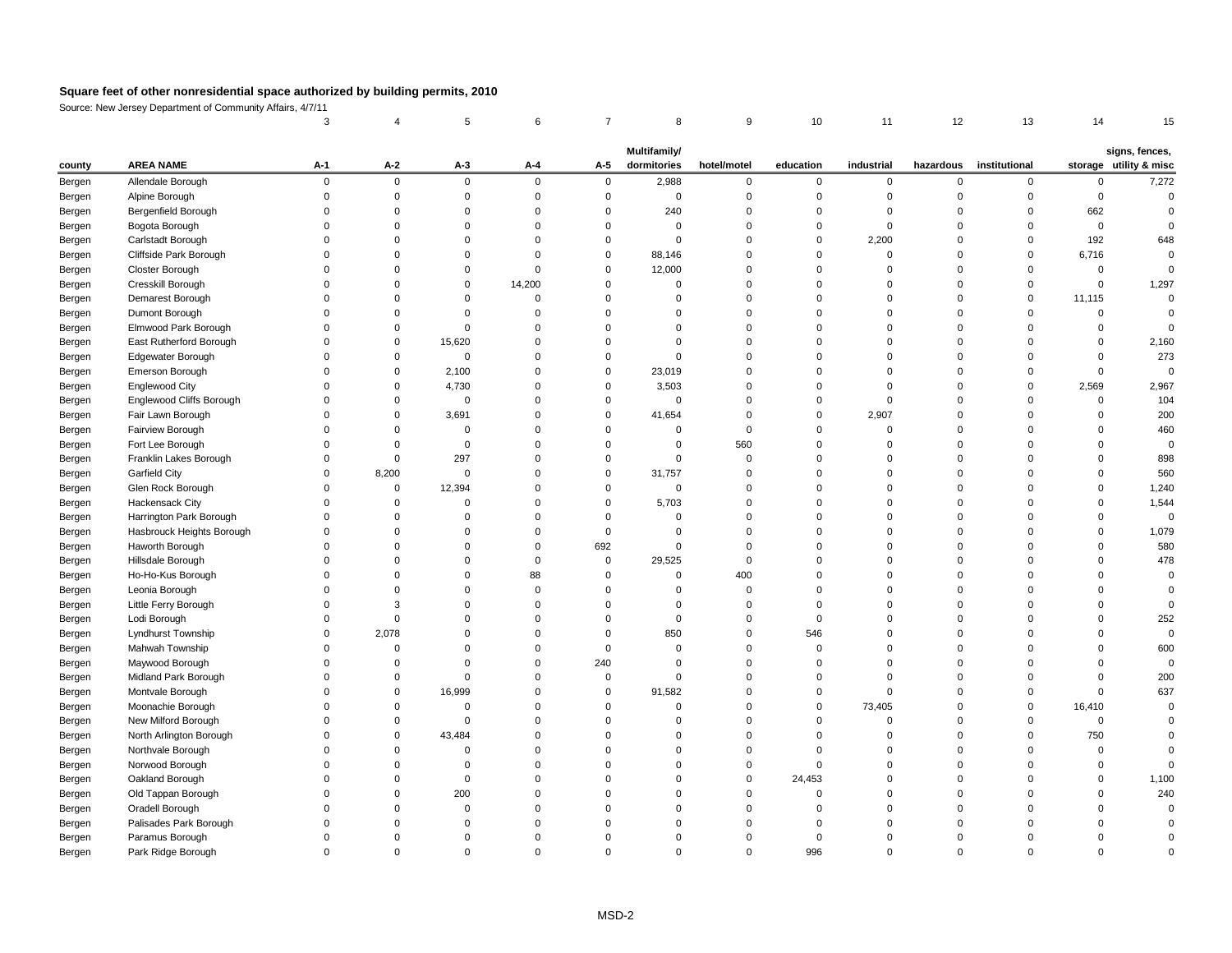# Square feet of other nonresidential space authorized by building permits, 2010

Source: New Jersey Department of Community Affairs, 4/7/11

| | | 3 | 4 | 5 | 6 | 7 | 8 | 9 | 10 | 11 | 12 | 13 | 14 | 15 |
|---|---|---|---|---|---|---|---|---|---|---|---|---|---|---|
| county | AREA NAME | A-1 | A-2 | A-3 | A-4 | A-5 | Multifamily/ dormitories | hotel/motel | education | industrial | hazardous | institutional | storage | signs, fences, utility & misc |
| Bergen | Allendale Borough | 0 | 0 | 0 | 0 | 0 | 2,988 | 0 | 0 | 0 | 0 | 0 | 0 | 7,272 |
| Bergen | Alpine Borough | 0 | 0 | 0 | 0 | 0 | 0 | 0 | 0 | 0 | 0 | 0 | 0 | 0 |
| Bergen | Bergenfield Borough | 0 | 0 | 0 | 0 | 0 | 240 | 0 | 0 | 0 | 0 | 0 | 662 | 0 |
| Bergen | Bogota Borough | 0 | 0 | 0 | 0 | 0 | 0 | 0 | 0 | 0 | 0 | 0 | 0 | 0 |
| Bergen | Carlstadt Borough | 0 | 0 | 0 | 0 | 0 | 0 | 0 | 0 | 2,200 | 0 | 0 | 192 | 648 |
| Bergen | Cliffside Park Borough | 0 | 0 | 0 | 0 | 0 | 88,146 | 0 | 0 | 0 | 0 | 0 | 6,716 | 0 |
| Bergen | Closter Borough | 0 | 0 | 0 | 0 | 0 | 12,000 | 0 | 0 | 0 | 0 | 0 | 0 | 0 |
| Bergen | Cresskill Borough | 0 | 0 | 0 | 14,200 | 0 | 0 | 0 | 0 | 0 | 0 | 0 | 0 | 1,297 |
| Bergen | Demarest Borough | 0 | 0 | 0 | 0 | 0 | 0 | 0 | 0 | 0 | 0 | 0 | 11,115 | 0 |
| Bergen | Dumont Borough | 0 | 0 | 0 | 0 | 0 | 0 | 0 | 0 | 0 | 0 | 0 | 0 | 0 |
| Bergen | Elmwood Park Borough | 0 | 0 | 0 | 0 | 0 | 0 | 0 | 0 | 0 | 0 | 0 | 0 | 0 |
| Bergen | East Rutherford Borough | 0 | 0 | 15,620 | 0 | 0 | 0 | 0 | 0 | 0 | 0 | 0 | 0 | 2,160 |
| Bergen | Edgewater Borough | 0 | 0 | 0 | 0 | 0 | 0 | 0 | 0 | 0 | 0 | 0 | 0 | 273 |
| Bergen | Emerson Borough | 0 | 0 | 2,100 | 0 | 0 | 23,019 | 0 | 0 | 0 | 0 | 0 | 0 | 0 |
| Bergen | Englewood City | 0 | 0 | 4,730 | 0 | 0 | 3,503 | 0 | 0 | 0 | 0 | 0 | 2,569 | 2,967 |
| Bergen | Englewood Cliffs Borough | 0 | 0 | 0 | 0 | 0 | 0 | 0 | 0 | 0 | 0 | 0 | 0 | 104 |
| Bergen | Fair Lawn Borough | 0 | 0 | 3,691 | 0 | 0 | 41,654 | 0 | 0 | 2,907 | 0 | 0 | 0 | 200 |
| Bergen | Fairview Borough | 0 | 0 | 0 | 0 | 0 | 0 | 0 | 0 | 0 | 0 | 0 | 0 | 460 |
| Bergen | Fort Lee Borough | 0 | 0 | 0 | 0 | 0 | 0 | 560 | 0 | 0 | 0 | 0 | 0 | 0 |
| Bergen | Franklin Lakes Borough | 0 | 0 | 297 | 0 | 0 | 0 | 0 | 0 | 0 | 0 | 0 | 0 | 898 |
| Bergen | Garfield City | 0 | 8,200 | 0 | 0 | 0 | 31,757 | 0 | 0 | 0 | 0 | 0 | 0 | 560 |
| Bergen | Glen Rock Borough | 0 | 0 | 12,394 | 0 | 0 | 0 | 0 | 0 | 0 | 0 | 0 | 0 | 1,240 |
| Bergen | Hackensack City | 0 | 0 | 0 | 0 | 0 | 5,703 | 0 | 0 | 0 | 0 | 0 | 0 | 1,544 |
| Bergen | Harrington Park Borough | 0 | 0 | 0 | 0 | 0 | 0 | 0 | 0 | 0 | 0 | 0 | 0 | 0 |
| Bergen | Hasbrouck Heights Borough | 0 | 0 | 0 | 0 | 0 | 0 | 0 | 0 | 0 | 0 | 0 | 0 | 1,079 |
| Bergen | Haworth Borough | 0 | 0 | 0 | 0 | 692 | 0 | 0 | 0 | 0 | 0 | 0 | 0 | 580 |
| Bergen | Hillsdale Borough | 0 | 0 | 0 | 0 | 0 | 29,525 | 0 | 0 | 0 | 0 | 0 | 0 | 478 |
| Bergen | Ho-Ho-Kus Borough | 0 | 0 | 0 | 88 | 0 | 0 | 400 | 0 | 0 | 0 | 0 | 0 | 0 |
| Bergen | Leonia Borough | 0 | 0 | 0 | 0 | 0 | 0 | 0 | 0 | 0 | 0 | 0 | 0 | 0 |
| Bergen | Little Ferry Borough | 0 | 3 | 0 | 0 | 0 | 0 | 0 | 0 | 0 | 0 | 0 | 0 | 0 |
| Bergen | Lodi Borough | 0 | 0 | 0 | 0 | 0 | 0 | 0 | 0 | 0 | 0 | 0 | 0 | 252 |
| Bergen | Lyndhurst Township | 0 | 2,078 | 0 | 0 | 0 | 850 | 0 | 546 | 0 | 0 | 0 | 0 | 0 |
| Bergen | Mahwah Township | 0 | 0 | 0 | 0 | 0 | 0 | 0 | 0 | 0 | 0 | 0 | 0 | 600 |
| Bergen | Maywood Borough | 0 | 0 | 0 | 0 | 240 | 0 | 0 | 0 | 0 | 0 | 0 | 0 | 0 |
| Bergen | Midland Park Borough | 0 | 0 | 0 | 0 | 0 | 0 | 0 | 0 | 0 | 0 | 0 | 0 | 200 |
| Bergen | Montvale Borough | 0 | 0 | 16,999 | 0 | 0 | 91,582 | 0 | 0 | 0 | 0 | 0 | 0 | 637 |
| Bergen | Moonachie Borough | 0 | 0 | 0 | 0 | 0 | 0 | 0 | 0 | 73,405 | 0 | 0 | 16,410 | 0 |
| Bergen | New Milford Borough | 0 | 0 | 0 | 0 | 0 | 0 | 0 | 0 | 0 | 0 | 0 | 0 | 0 |
| Bergen | North Arlington Borough | 0 | 0 | 43,484 | 0 | 0 | 0 | 0 | 0 | 0 | 0 | 0 | 750 | 0 |
| Bergen | Northvale Borough | 0 | 0 | 0 | 0 | 0 | 0 | 0 | 0 | 0 | 0 | 0 | 0 | 0 |
| Bergen | Norwood Borough | 0 | 0 | 0 | 0 | 0 | 0 | 0 | 0 | 0 | 0 | 0 | 0 | 0 |
| Bergen | Oakland Borough | 0 | 0 | 0 | 0 | 0 | 0 | 0 | 24,453 | 0 | 0 | 0 | 0 | 1,100 |
| Bergen | Old Tappan Borough | 0 | 0 | 200 | 0 | 0 | 0 | 0 | 0 | 0 | 0 | 0 | 0 | 240 |
| Bergen | Oradell Borough | 0 | 0 | 0 | 0 | 0 | 0 | 0 | 0 | 0 | 0 | 0 | 0 | 0 |
| Bergen | Palisades Park Borough | 0 | 0 | 0 | 0 | 0 | 0 | 0 | 0 | 0 | 0 | 0 | 0 | 0 |
| Bergen | Paramus Borough | 0 | 0 | 0 | 0 | 0 | 0 | 0 | 0 | 0 | 0 | 0 | 0 | 0 |
| Bergen | Park Ridge Borough | 0 | 0 | 0 | 0 | 0 | 0 | 0 | 996 | 0 | 0 | 0 | 0 | 0 |

MSD-2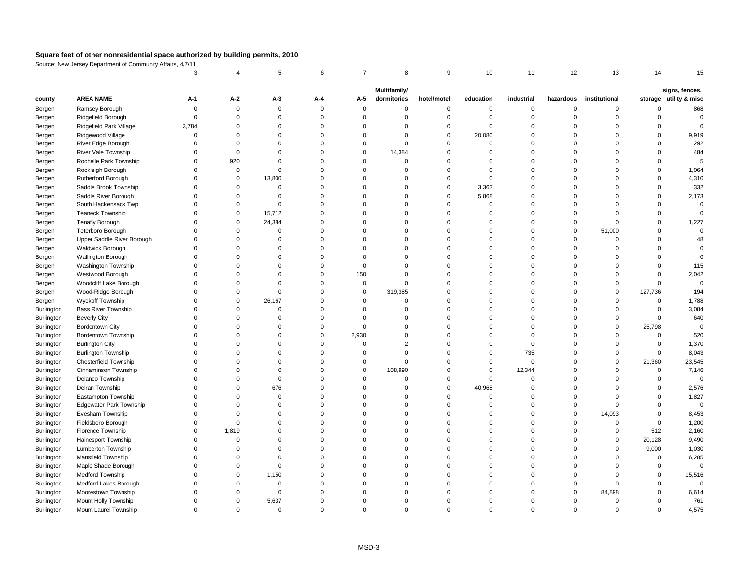# Square feet of other nonresidential space authorized by building permits, 2010

Source: New Jersey Department of Community Affairs, 4/7/11

| | | 3 | 4 | 5 | 6 | 7 | 8 | 9 | 10 | 11 | 12 | 13 | 14 | 15 |
|---|---|---|---|---|---|---|---|---|---|---|---|---|---|---|
| county | AREA NAME | A-1 | A-2 | A-3 | A-4 | A-5 | Multifamily/ dormitories | hotel/motel | education | industrial | hazardous | institutional | storage | signs, fences, utility & misc |
| Bergen | Ramsey Borough | 0 | 0 | 0 | 0 | 0 | 0 | 0 | 0 | 0 | 0 | 0 | 0 | 868 |
| Bergen | Ridgefield Borough | 0 | 0 | 0 | 0 | 0 | 0 | 0 | 0 | 0 | 0 | 0 | 0 | 0 |
| Bergen | Ridgefield Park Village | 3,784 | 0 | 0 | 0 | 0 | 0 | 0 | 0 | 0 | 0 | 0 | 0 | 0 |
| Bergen | Ridgewood Village | 0 | 0 | 0 | 0 | 0 | 0 | 0 | 20,080 | 0 | 0 | 0 | 0 | 9,919 |
| Bergen | River Edge Borough | 0 | 0 | 0 | 0 | 0 | 0 | 0 | 0 | 0 | 0 | 0 | 0 | 292 |
| Bergen | River Vale Township | 0 | 0 | 0 | 0 | 0 | 14,384 | 0 | 0 | 0 | 0 | 0 | 0 | 484 |
| Bergen | Rochelle Park Township | 0 | 920 | 0 | 0 | 0 | 0 | 0 | 0 | 0 | 0 | 0 | 0 | 5 |
| Bergen | Rockleigh Borough | 0 | 0 | 0 | 0 | 0 | 0 | 0 | 0 | 0 | 0 | 0 | 0 | 1,064 |
| Bergen | Rutherford Borough | 0 | 0 | 13,800 | 0 | 0 | 0 | 0 | 0 | 0 | 0 | 0 | 0 | 4,310 |
| Bergen | Saddle Brook Township | 0 | 0 | 0 | 0 | 0 | 0 | 0 | 3,363 | 0 | 0 | 0 | 0 | 332 |
| Bergen | Saddle River Borough | 0 | 0 | 0 | 0 | 0 | 0 | 0 | 5,868 | 0 | 0 | 0 | 0 | 2,173 |
| Bergen | South Hackensack Twp | 0 | 0 | 0 | 0 | 0 | 0 | 0 | 0 | 0 | 0 | 0 | 0 | 0 |
| Bergen | Teaneck Township | 0 | 0 | 15,712 | 0 | 0 | 0 | 0 | 0 | 0 | 0 | 0 | 0 | 0 |
| Bergen | Tenafly Borough | 0 | 0 | 24,384 | 0 | 0 | 0 | 0 | 0 | 0 | 0 | 0 | 0 | 1,227 |
| Bergen | Teterboro Borough | 0 | 0 | 0 | 0 | 0 | 0 | 0 | 0 | 0 | 0 | 51,000 | 0 | 0 |
| Bergen | Upper Saddle River Borough | 0 | 0 | 0 | 0 | 0 | 0 | 0 | 0 | 0 | 0 | 0 | 0 | 48 |
| Bergen | Waldwick Borough | 0 | 0 | 0 | 0 | 0 | 0 | 0 | 0 | 0 | 0 | 0 | 0 | 0 |
| Bergen | Wallington Borough | 0 | 0 | 0 | 0 | 0 | 0 | 0 | 0 | 0 | 0 | 0 | 0 | 0 |
| Bergen | Washington Township | 0 | 0 | 0 | 0 | 0 | 0 | 0 | 0 | 0 | 0 | 0 | 0 | 115 |
| Bergen | Westwood Borough | 0 | 0 | 0 | 0 | 150 | 0 | 0 | 0 | 0 | 0 | 0 | 0 | 2,042 |
| Bergen | Woodcliff Lake Borough | 0 | 0 | 0 | 0 | 0 | 0 | 0 | 0 | 0 | 0 | 0 | 0 | 0 |
| Bergen | Wood-Ridge Borough | 0 | 0 | 0 | 0 | 0 | 319,385 | 0 | 0 | 0 | 0 | 0 | 127,736 | 194 |
| Bergen | Wyckoff Township | 0 | 0 | 26,167 | 0 | 0 | 0 | 0 | 0 | 0 | 0 | 0 | 0 | 1,788 |
| Burlington | Bass River Township | 0 | 0 | 0 | 0 | 0 | 0 | 0 | 0 | 0 | 0 | 0 | 0 | 3,084 |
| Burlington | Beverly City | 0 | 0 | 0 | 0 | 0 | 0 | 0 | 0 | 0 | 0 | 0 | 0 | 640 |
| Burlington | Bordentown City | 0 | 0 | 0 | 0 | 0 | 0 | 0 | 0 | 0 | 0 | 0 | 25,798 | 0 |
| Burlington | Bordentown Township | 0 | 0 | 0 | 0 | 2,930 | 0 | 0 | 0 | 0 | 0 | 0 | 0 | 520 |
| Burlington | Burlington City | 0 | 0 | 0 | 0 | 0 | 2 | 0 | 0 | 0 | 0 | 0 | 0 | 1,370 |
| Burlington | Burlington Township | 0 | 0 | 0 | 0 | 0 | 0 | 0 | 0 | 735 | 0 | 0 | 0 | 8,043 |
| Burlington | Chesterfield Township | 0 | 0 | 0 | 0 | 0 | 0 | 0 | 0 | 0 | 0 | 0 | 21,360 | 23,545 |
| Burlington | Cinnaminson Township | 0 | 0 | 0 | 0 | 0 | 108,990 | 0 | 0 | 12,344 | 0 | 0 | 0 | 7,146 |
| Burlington | Delanco Township | 0 | 0 | 0 | 0 | 0 | 0 | 0 | 0 | 0 | 0 | 0 | 0 | 0 |
| Burlington | Delran Township | 0 | 0 | 676 | 0 | 0 | 0 | 0 | 40,968 | 0 | 0 | 0 | 0 | 2,576 |
| Burlington | Eastampton Township | 0 | 0 | 0 | 0 | 0 | 0 | 0 | 0 | 0 | 0 | 0 | 0 | 1,827 |
| Burlington | Edgewater Park Township | 0 | 0 | 0 | 0 | 0 | 0 | 0 | 0 | 0 | 0 | 0 | 0 | 0 |
| Burlington | Evesham Township | 0 | 0 | 0 | 0 | 0 | 0 | 0 | 0 | 0 | 0 | 14,093 | 0 | 8,453 |
| Burlington | Fieldsboro Borough | 0 | 0 | 0 | 0 | 0 | 0 | 0 | 0 | 0 | 0 | 0 | 0 | 1,200 |
| Burlington | Florence Township | 0 | 1,819 | 0 | 0 | 0 | 0 | 0 | 0 | 0 | 0 | 0 | 512 | 2,160 |
| Burlington | Hainesport Township | 0 | 0 | 0 | 0 | 0 | 0 | 0 | 0 | 0 | 0 | 0 | 20,128 | 9,490 |
| Burlington | Lumberton Township | 0 | 0 | 0 | 0 | 0 | 0 | 0 | 0 | 0 | 0 | 0 | 9,000 | 1,030 |
| Burlington | Mansfield Township | 0 | 0 | 0 | 0 | 0 | 0 | 0 | 0 | 0 | 0 | 0 | 0 | 6,285 |
| Burlington | Maple Shade Borough | 0 | 0 | 0 | 0 | 0 | 0 | 0 | 0 | 0 | 0 | 0 | 0 | 0 |
| Burlington | Medford Township | 0 | 0 | 1,150 | 0 | 0 | 0 | 0 | 0 | 0 | 0 | 0 | 0 | 15,516 |
| Burlington | Medford Lakes Borough | 0 | 0 | 0 | 0 | 0 | 0 | 0 | 0 | 0 | 0 | 0 | 0 | 0 |
| Burlington | Moorestown Township | 0 | 0 | 0 | 0 | 0 | 0 | 0 | 0 | 0 | 0 | 84,898 | 0 | 6,614 |
| Burlington | Mount Holly Township | 0 | 0 | 5,637 | 0 | 0 | 0 | 0 | 0 | 0 | 0 | 0 | 0 | 761 |
| Burlington | Mount Laurel Township | 0 | 0 | 0 | 0 | 0 | 0 | 0 | 0 | 0 | 0 | 0 | 0 | 4,575 |

MSD-3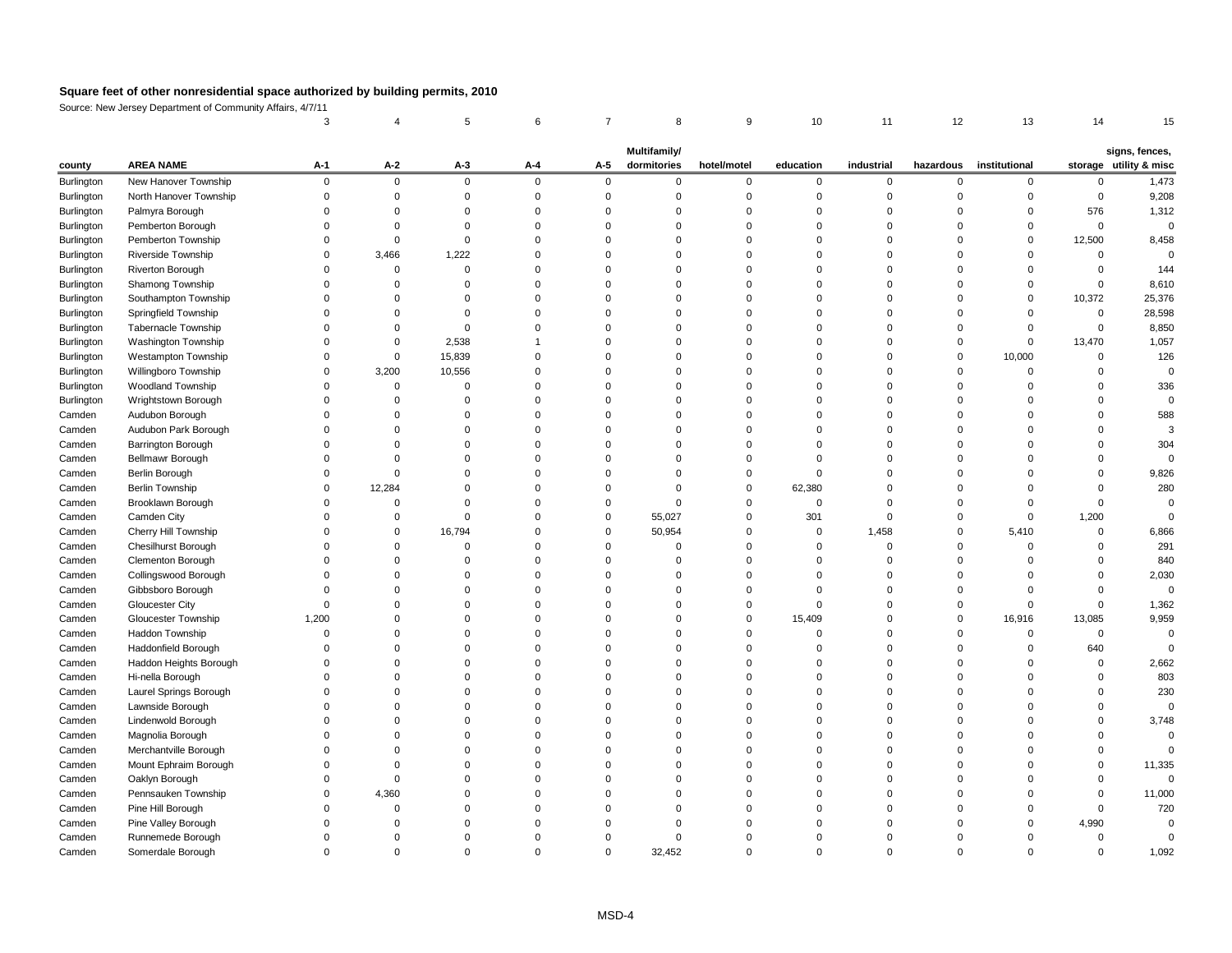# Square feet of other nonresidential space authorized by building permits, 2010

Source: New Jersey Department of Community Affairs, 4/7/11

| | | 3 | 4 | 5 | 6 | 7 | 8 | 9 | 10 | 11 | 12 | 13 | 14 | 15 |
|---|---|---|---|---|---|---|---|---|---|---|---|---|---|---|
| county | AREA NAME | A-1 | A-2 | A-3 | A-4 | A-5 | Multifamily/ dormitories | hotel/motel | education | industrial | hazardous | institutional | storage | signs, fences, utility & misc |
| Burlington | New Hanover Township | 0 | 0 | 0 | 0 | 0 | 0 | 0 | 0 | 0 | 0 | 0 | 0 | 1,473 |
| Burlington | North Hanover Township | 0 | 0 | 0 | 0 | 0 | 0 | 0 | 0 | 0 | 0 | 0 | 0 | 9,208 |
| Burlington | Palmyra Borough | 0 | 0 | 0 | 0 | 0 | 0 | 0 | 0 | 0 | 0 | 0 | 576 | 1,312 |
| Burlington | Pemberton Borough | 0 | 0 | 0 | 0 | 0 | 0 | 0 | 0 | 0 | 0 | 0 | 0 | 0 |
| Burlington | Pemberton Township | 0 | 0 | 0 | 0 | 0 | 0 | 0 | 0 | 0 | 0 | 0 | 12,500 | 8,458 |
| Burlington | Riverside Township | 0 | 3,466 | 1,222 | 0 | 0 | 0 | 0 | 0 | 0 | 0 | 0 | 0 | 0 |
| Burlington | Riverton Borough | 0 | 0 | 0 | 0 | 0 | 0 | 0 | 0 | 0 | 0 | 0 | 0 | 144 |
| Burlington | Shamong Township | 0 | 0 | 0 | 0 | 0 | 0 | 0 | 0 | 0 | 0 | 0 | 0 | 8,610 |
| Burlington | Southampton Township | 0 | 0 | 0 | 0 | 0 | 0 | 0 | 0 | 0 | 0 | 0 | 10,372 | 25,376 |
| Burlington | Springfield Township | 0 | 0 | 0 | 0 | 0 | 0 | 0 | 0 | 0 | 0 | 0 | 0 | 28,598 |
| Burlington | Tabernacle Township | 0 | 0 | 0 | 0 | 0 | 0 | 0 | 0 | 0 | 0 | 0 | 0 | 8,850 |
| Burlington | Washington Township | 0 | 0 | 2,538 | 1 | 0 | 0 | 0 | 0 | 0 | 0 | 0 | 13,470 | 1,057 |
| Burlington | Westampton Township | 0 | 0 | 15,839 | 0 | 0 | 0 | 0 | 0 | 0 | 0 | 10,000 | 0 | 126 |
| Burlington | Willingboro Township | 0 | 3,200 | 10,556 | 0 | 0 | 0 | 0 | 0 | 0 | 0 | 0 | 0 | 0 |
| Burlington | Woodland Township | 0 | 0 | 0 | 0 | 0 | 0 | 0 | 0 | 0 | 0 | 0 | 0 | 336 |
| Burlington | Wrightstown Borough | 0 | 0 | 0 | 0 | 0 | 0 | 0 | 0 | 0 | 0 | 0 | 0 | 0 |
| Camden | Audubon Borough | 0 | 0 | 0 | 0 | 0 | 0 | 0 | 0 | 0 | 0 | 0 | 0 | 588 |
| Camden | Audubon Park Borough | 0 | 0 | 0 | 0 | 0 | 0 | 0 | 0 | 0 | 0 | 0 | 0 | 3 |
| Camden | Barrington Borough | 0 | 0 | 0 | 0 | 0 | 0 | 0 | 0 | 0 | 0 | 0 | 0 | 304 |
| Camden | Bellmawr Borough | 0 | 0 | 0 | 0 | 0 | 0 | 0 | 0 | 0 | 0 | 0 | 0 | 0 |
| Camden | Berlin Borough | 0 | 0 | 0 | 0 | 0 | 0 | 0 | 0 | 0 | 0 | 0 | 0 | 9,826 |
| Camden | Berlin Township | 0 | 12,284 | 0 | 0 | 0 | 0 | 0 | 62,380 | 0 | 0 | 0 | 0 | 280 |
| Camden | Brooklawn Borough | 0 | 0 | 0 | 0 | 0 | 0 | 0 | 0 | 0 | 0 | 0 | 0 | 0 |
| Camden | Camden City | 0 | 0 | 0 | 0 | 0 | 55,027 | 0 | 301 | 0 | 0 | 0 | 1,200 | 0 |
| Camden | Cherry Hill Township | 0 | 0 | 16,794 | 0 | 0 | 50,954 | 0 | 0 | 1,458 | 0 | 5,410 | 0 | 6,866 |
| Camden | Chesilhurst Borough | 0 | 0 | 0 | 0 | 0 | 0 | 0 | 0 | 0 | 0 | 0 | 0 | 291 |
| Camden | Clementon Borough | 0 | 0 | 0 | 0 | 0 | 0 | 0 | 0 | 0 | 0 | 0 | 0 | 840 |
| Camden | Collingswood Borough | 0 | 0 | 0 | 0 | 0 | 0 | 0 | 0 | 0 | 0 | 0 | 0 | 2,030 |
| Camden | Gibbsboro Borough | 0 | 0 | 0 | 0 | 0 | 0 | 0 | 0 | 0 | 0 | 0 | 0 | 0 |
| Camden | Gloucester City | 0 | 0 | 0 | 0 | 0 | 0 | 0 | 0 | 0 | 0 | 0 | 0 | 1,362 |
| Camden | Gloucester Township | 1,200 | 0 | 0 | 0 | 0 | 0 | 0 | 15,409 | 0 | 0 | 16,916 | 13,085 | 9,959 |
| Camden | Haddon Township | 0 | 0 | 0 | 0 | 0 | 0 | 0 | 0 | 0 | 0 | 0 | 0 | 0 |
| Camden | Haddonfield Borough | 0 | 0 | 0 | 0 | 0 | 0 | 0 | 0 | 0 | 0 | 0 | 640 | 0 |
| Camden | Haddon Heights Borough | 0 | 0 | 0 | 0 | 0 | 0 | 0 | 0 | 0 | 0 | 0 | 0 | 2,662 |
| Camden | Hi-nella Borough | 0 | 0 | 0 | 0 | 0 | 0 | 0 | 0 | 0 | 0 | 0 | 0 | 803 |
| Camden | Laurel Springs Borough | 0 | 0 | 0 | 0 | 0 | 0 | 0 | 0 | 0 | 0 | 0 | 0 | 230 |
| Camden | Lawnside Borough | 0 | 0 | 0 | 0 | 0 | 0 | 0 | 0 | 0 | 0 | 0 | 0 | 0 |
| Camden | Lindenwold Borough | 0 | 0 | 0 | 0 | 0 | 0 | 0 | 0 | 0 | 0 | 0 | 0 | 3,748 |
| Camden | Magnolia Borough | 0 | 0 | 0 | 0 | 0 | 0 | 0 | 0 | 0 | 0 | 0 | 0 | 0 |
| Camden | Merchantville Borough | 0 | 0 | 0 | 0 | 0 | 0 | 0 | 0 | 0 | 0 | 0 | 0 | 0 |
| Camden | Mount Ephraim Borough | 0 | 0 | 0 | 0 | 0 | 0 | 0 | 0 | 0 | 0 | 0 | 0 | 11,335 |
| Camden | Oaklyn Borough | 0 | 0 | 0 | 0 | 0 | 0 | 0 | 0 | 0 | 0 | 0 | 0 | 0 |
| Camden | Pennsauken Township | 0 | 4,360 | 0 | 0 | 0 | 0 | 0 | 0 | 0 | 0 | 0 | 0 | 11,000 |
| Camden | Pine Hill Borough | 0 | 0 | 0 | 0 | 0 | 0 | 0 | 0 | 0 | 0 | 0 | 0 | 720 |
| Camden | Pine Valley Borough | 0 | 0 | 0 | 0 | 0 | 0 | 0 | 0 | 0 | 0 | 0 | 4,990 | 0 |
| Camden | Runnemede Borough | 0 | 0 | 0 | 0 | 0 | 0 | 0 | 0 | 0 | 0 | 0 | 0 | 0 |
| Camden | Somerdale Borough | 0 | 0 | 0 | 0 | 0 | 32,452 | 0 | 0 | 0 | 0 | 0 | 0 | 1,092 |

MSD-4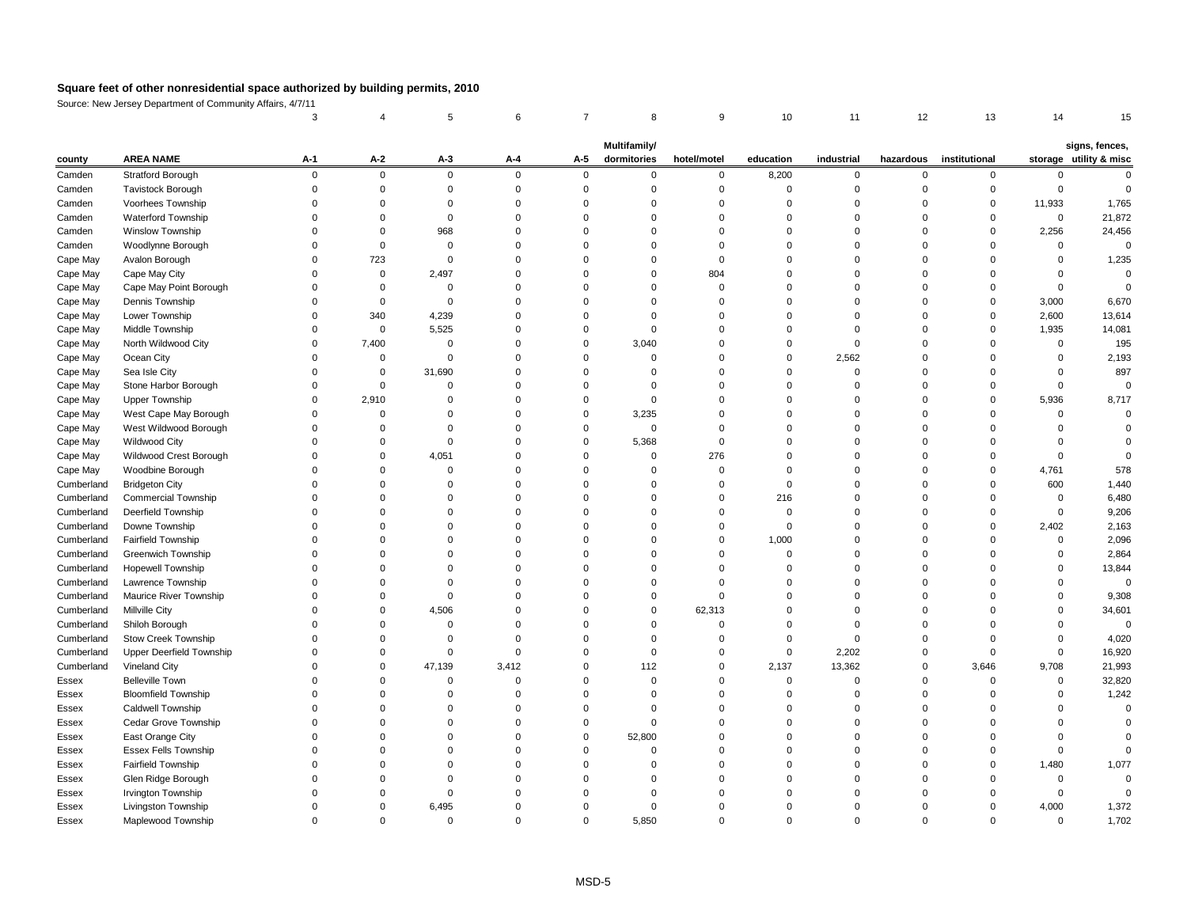# Square feet of other nonresidential space authorized by building permits, 2010

Source: New Jersey Department of Community Affairs, 4/7/11

| | | 3 | 4 | 5 | 6 | 7 | 8 | 9 | 10 | 11 | 12 | 13 | 14 | 15 |
|---|---|---|---|---|---|---|---|---|---|---|---|---|---|---|
| county | AREA NAME | A-1 | A-2 | A-3 | A-4 | A-5 | Multifamily/ dormitories | hotel/motel | education | industrial | hazardous | institutional | storage | signs, fences, utility & misc |
| Camden | Stratford Borough | 0 | 0 | 0 | 0 | 0 | 0 | 0 | 8,200 | 0 | 0 | 0 | 0 | 0 |
| Camden | Tavistock Borough | 0 | 0 | 0 | 0 | 0 | 0 | 0 | 0 | 0 | 0 | 0 | 0 | 0 |
| Camden | Voorhees Township | 0 | 0 | 0 | 0 | 0 | 0 | 0 | 0 | 0 | 0 | 0 | 11,933 | 1,765 |
| Camden | Waterford Township | 0 | 0 | 0 | 0 | 0 | 0 | 0 | 0 | 0 | 0 | 0 | 0 | 21,872 |
| Camden | Winslow Township | 0 | 0 | 968 | 0 | 0 | 0 | 0 | 0 | 0 | 0 | 0 | 2,256 | 24,456 |
| Camden | Woodlynne Borough | 0 | 0 | 0 | 0 | 0 | 0 | 0 | 0 | 0 | 0 | 0 | 0 | 0 |
| Cape May | Avalon Borough | 0 | 723 | 0 | 0 | 0 | 0 | 0 | 0 | 0 | 0 | 0 | 0 | 1,235 |
| Cape May | Cape May City | 0 | 0 | 2,497 | 0 | 0 | 0 | 804 | 0 | 0 | 0 | 0 | 0 | 0 |
| Cape May | Cape May Point Borough | 0 | 0 | 0 | 0 | 0 | 0 | 0 | 0 | 0 | 0 | 0 | 0 | 0 |
| Cape May | Dennis Township | 0 | 0 | 0 | 0 | 0 | 0 | 0 | 0 | 0 | 0 | 0 | 3,000 | 6,670 |
| Cape May | Lower Township | 0 | 340 | 4,239 | 0 | 0 | 0 | 0 | 0 | 0 | 0 | 0 | 2,600 | 13,614 |
| Cape May | Middle Township | 0 | 0 | 5,525 | 0 | 0 | 0 | 0 | 0 | 0 | 0 | 0 | 1,935 | 14,081 |
| Cape May | North Wildwood City | 0 | 7,400 | 0 | 0 | 0 | 3,040 | 0 | 0 | 0 | 0 | 0 | 0 | 195 |
| Cape May | Ocean City | 0 | 0 | 0 | 0 | 0 | 0 | 0 | 0 | 2,562 | 0 | 0 | 0 | 2,193 |
| Cape May | Sea Isle City | 0 | 0 | 31,690 | 0 | 0 | 0 | 0 | 0 | 0 | 0 | 0 | 0 | 897 |
| Cape May | Stone Harbor Borough | 0 | 0 | 0 | 0 | 0 | 0 | 0 | 0 | 0 | 0 | 0 | 0 | 0 |
| Cape May | Upper Township | 0 | 2,910 | 0 | 0 | 0 | 0 | 0 | 0 | 0 | 0 | 0 | 5,936 | 8,717 |
| Cape May | West Cape May Borough | 0 | 0 | 0 | 0 | 0 | 3,235 | 0 | 0 | 0 | 0 | 0 | 0 | 0 |
| Cape May | West Wildwood Borough | 0 | 0 | 0 | 0 | 0 | 0 | 0 | 0 | 0 | 0 | 0 | 0 | 0 |
| Cape May | Wildwood City | 0 | 0 | 0 | 0 | 0 | 5,368 | 0 | 0 | 0 | 0 | 0 | 0 | 0 |
| Cape May | Wildwood Crest Borough | 0 | 0 | 4,051 | 0 | 0 | 0 | 276 | 0 | 0 | 0 | 0 | 0 | 0 |
| Cape May | Woodbine Borough | 0 | 0 | 0 | 0 | 0 | 0 | 0 | 0 | 0 | 0 | 0 | 4,761 | 578 |
| Cumberland | Bridgeton City | 0 | 0 | 0 | 0 | 0 | 0 | 0 | 0 | 0 | 0 | 0 | 600 | 1,440 |
| Cumberland | Commercial Township | 0 | 0 | 0 | 0 | 0 | 0 | 0 | 216 | 0 | 0 | 0 | 0 | 6,480 |
| Cumberland | Deerfield Township | 0 | 0 | 0 | 0 | 0 | 0 | 0 | 0 | 0 | 0 | 0 | 0 | 9,206 |
| Cumberland | Downe Township | 0 | 0 | 0 | 0 | 0 | 0 | 0 | 0 | 0 | 0 | 0 | 2,402 | 2,163 |
| Cumberland | Fairfield Township | 0 | 0 | 0 | 0 | 0 | 0 | 0 | 1,000 | 0 | 0 | 0 | 0 | 2,096 |
| Cumberland | Greenwich Township | 0 | 0 | 0 | 0 | 0 | 0 | 0 | 0 | 0 | 0 | 0 | 0 | 2,864 |
| Cumberland | Hopewell Township | 0 | 0 | 0 | 0 | 0 | 0 | 0 | 0 | 0 | 0 | 0 | 0 | 13,844 |
| Cumberland | Lawrence Township | 0 | 0 | 0 | 0 | 0 | 0 | 0 | 0 | 0 | 0 | 0 | 0 | 0 |
| Cumberland | Maurice River Township | 0 | 0 | 0 | 0 | 0 | 0 | 0 | 0 | 0 | 0 | 0 | 0 | 9,308 |
| Cumberland | Millville City | 0 | 0 | 4,506 | 0 | 0 | 0 | 62,313 | 0 | 0 | 0 | 0 | 0 | 34,601 |
| Cumberland | Shiloh Borough | 0 | 0 | 0 | 0 | 0 | 0 | 0 | 0 | 0 | 0 | 0 | 0 | 0 |
| Cumberland | Stow Creek Township | 0 | 0 | 0 | 0 | 0 | 0 | 0 | 0 | 0 | 0 | 0 | 0 | 4,020 |
| Cumberland | Upper Deerfield Township | 0 | 0 | 0 | 0 | 0 | 0 | 0 | 0 | 2,202 | 0 | 0 | 0 | 16,920 |
| Cumberland | Vineland City | 0 | 0 | 47,139 | 3,412 | 0 | 112 | 0 | 2,137 | 13,362 | 0 | 3,646 | 9,708 | 21,993 |
| Essex | Belleville Town | 0 | 0 | 0 | 0 | 0 | 0 | 0 | 0 | 0 | 0 | 0 | 0 | 32,820 |
| Essex | Bloomfield Township | 0 | 0 | 0 | 0 | 0 | 0 | 0 | 0 | 0 | 0 | 0 | 0 | 1,242 |
| Essex | Caldwell Township | 0 | 0 | 0 | 0 | 0 | 0 | 0 | 0 | 0 | 0 | 0 | 0 | 0 |
| Essex | Cedar Grove Township | 0 | 0 | 0 | 0 | 0 | 0 | 0 | 0 | 0 | 0 | 0 | 0 | 0 |
| Essex | East Orange City | 0 | 0 | 0 | 0 | 0 | 52,800 | 0 | 0 | 0 | 0 | 0 | 0 | 0 |
| Essex | Essex Fells Township | 0 | 0 | 0 | 0 | 0 | 0 | 0 | 0 | 0 | 0 | 0 | 0 | 0 |
| Essex | Fairfield Township | 0 | 0 | 0 | 0 | 0 | 0 | 0 | 0 | 0 | 0 | 0 | 1,480 | 1,077 |
| Essex | Glen Ridge Borough | 0 | 0 | 0 | 0 | 0 | 0 | 0 | 0 | 0 | 0 | 0 | 0 | 0 |
| Essex | Irvington Township | 0 | 0 | 0 | 0 | 0 | 0 | 0 | 0 | 0 | 0 | 0 | 0 | 0 |
| Essex | Livingston Township | 0 | 0 | 6,495 | 0 | 0 | 0 | 0 | 0 | 0 | 0 | 0 | 4,000 | 1,372 |
| Essex | Maplewood Township | 0 | 0 | 0 | 0 | 0 | 5,850 | 0 | 0 | 0 | 0 | 0 | 0 | 1,702 |

MSD-5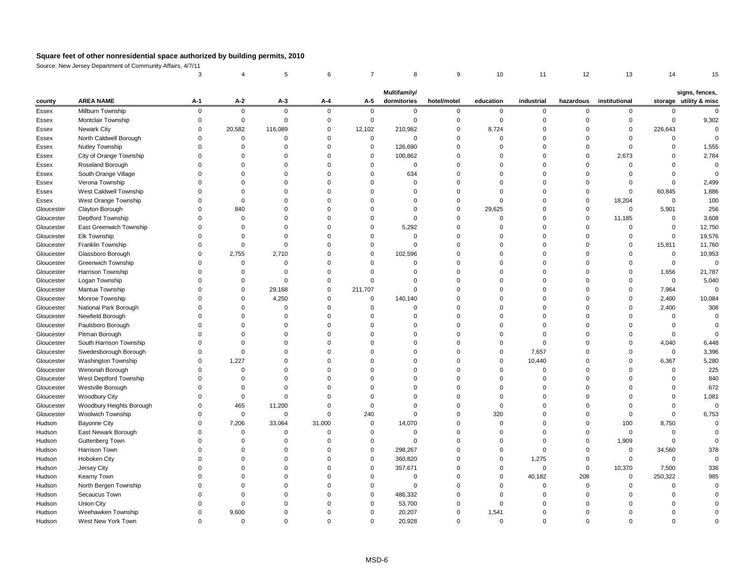## Square feet of other nonresidential space authorized by building permits, 2010

Source: New Jersey Department of Community Affairs, 4/7/11

| | | 3 | 4 | 5 | 6 | 7 | 8 | 9 | 10 | 11 | 12 | 13 | 14 | 15 |
|---|---|---|---|---|---|---|---|---|---|---|---|---|---|---|
| county | AREA NAME | A-1 | A-2 | A-3 | A-4 | A-5 | Multifamily/ dormitories | hotel/motel | education | industrial | hazardous | institutional | storage | signs, fences, utility & misc |
| Essex | Millburn Township | 0 | 0 | 0 | 0 | 0 | 0 | 0 | 0 | 0 | 0 | 0 | 0 | 0 |
| Essex | Montclair Township | 0 | 0 | 0 | 0 | 0 | 0 | 0 | 0 | 0 | 0 | 0 | 0 | 9,302 |
| Essex | Newark City | 0 | 20,582 | 116,089 | 0 | 12,102 | 210,982 | 0 | 8,724 | 0 | 0 | 0 | 226,643 | 0 |
| Essex | North Caldwell Borough | 0 | 0 | 0 | 0 | 0 | 0 | 0 | 0 | 0 | 0 | 0 | 0 | 0 |
| Essex | Nutley Township | 0 | 0 | 0 | 0 | 0 | 126,690 | 0 | 0 | 0 | 0 | 0 | 0 | 1,555 |
| Essex | City of Orange Township | 0 | 0 | 0 | 0 | 0 | 100,862 | 0 | 0 | 0 | 0 | 2,673 | 0 | 2,784 |
| Essex | Roseland Borough | 0 | 0 | 0 | 0 | 0 | 0 | 0 | 0 | 0 | 0 | 0 | 0 | 0 |
| Essex | South Orange Village | 0 | 0 | 0 | 0 | 0 | 634 | 0 | 0 | 0 | 0 | 0 | 0 | 0 |
| Essex | Verona Township | 0 | 0 | 0 | 0 | 0 | 0 | 0 | 0 | 0 | 0 | 0 | 0 | 2,499 |
| Essex | West Caldwell Township | 0 | 0 | 0 | 0 | 0 | 0 | 0 | 0 | 0 | 0 | 0 | 60,845 | 1,886 |
| Essex | West Orange Township | 0 | 0 | 0 | 0 | 0 | 0 | 0 | 0 | 0 | 0 | 18,204 | 0 | 100 |
| Gloucester | Clayton Borough | 0 | 840 | 0 | 0 | 0 | 0 | 0 | 29,625 | 0 | 0 | 0 | 5,901 | 256 |
| Gloucester | Deptford Township | 0 | 0 | 0 | 0 | 0 | 0 | 0 | 0 | 0 | 0 | 11,185 | 0 | 3,608 |
| Gloucester | East Greenwich Township | 0 | 0 | 0 | 0 | 0 | 5,292 | 0 | 0 | 0 | 0 | 0 | 0 | 12,750 |
| Gloucester | Elk Township | 0 | 0 | 0 | 0 | 0 | 0 | 0 | 0 | 0 | 0 | 0 | 0 | 19,576 |
| Gloucester | Franklin Township | 0 | 0 | 0 | 0 | 0 | 0 | 0 | 0 | 0 | 0 | 0 | 15,811 | 11,760 |
| Gloucester | Glassboro Borough | 0 | 2,755 | 2,710 | 0 | 0 | 102,596 | 0 | 0 | 0 | 0 | 0 | 0 | 10,953 |
| Gloucester | Greenwich Township | 0 | 0 | 0 | 0 | 0 | 0 | 0 | 0 | 0 | 0 | 0 | 0 | 0 |
| Gloucester | Harrison Township | 0 | 0 | 0 | 0 | 0 | 0 | 0 | 0 | 0 | 0 | 0 | 1,656 | 21,787 |
| Gloucester | Logan Township | 0 | 0 | 0 | 0 | 0 | 0 | 0 | 0 | 0 | 0 | 0 | 0 | 5,040 |
| Gloucester | Mantua Township | 0 | 0 | 29,168 | 0 | 211,707 | 0 | 0 | 0 | 0 | 0 | 0 | 7,964 | 0 |
| Gloucester | Monroe Township | 0 | 0 | 4,250 | 0 | 0 | 140,140 | 0 | 0 | 0 | 0 | 0 | 2,400 | 10,084 |
| Gloucester | National Park Borough | 0 | 0 | 0 | 0 | 0 | 0 | 0 | 0 | 0 | 0 | 0 | 2,400 | 308 |
| Gloucester | Newfield Borough | 0 | 0 | 0 | 0 | 0 | 0 | 0 | 0 | 0 | 0 | 0 | 0 | 0 |
| Gloucester | Paulsboro Borough | 0 | 0 | 0 | 0 | 0 | 0 | 0 | 0 | 0 | 0 | 0 | 0 | 0 |
| Gloucester | Pitman Borough | 0 | 0 | 0 | 0 | 0 | 0 | 0 | 0 | 0 | 0 | 0 | 0 | 0 |
| Gloucester | South Harrison Township | 0 | 0 | 0 | 0 | 0 | 0 | 0 | 0 | 0 | 0 | 0 | 4,040 | 6,448 |
| Gloucester | Swedesborough Borough | 0 | 0 | 0 | 0 | 0 | 0 | 0 | 0 | 7,657 | 0 | 0 | 0 | 3,396 |
| Gloucester | Washington Township | 0 | 1,227 | 0 | 0 | 0 | 0 | 0 | 0 | 10,440 | 0 | 0 | 6,367 | 5,280 |
| Gloucester | Wenonah Borough | 0 | 0 | 0 | 0 | 0 | 0 | 0 | 0 | 0 | 0 | 0 | 0 | 225 |
| Gloucester | West Deptford Township | 0 | 0 | 0 | 0 | 0 | 0 | 0 | 0 | 0 | 0 | 0 | 0 | 840 |
| Gloucester | Westville Borough | 0 | 0 | 0 | 0 | 0 | 0 | 0 | 0 | 0 | 0 | 0 | 0 | 672 |
| Gloucester | Woodbury City | 0 | 0 | 0 | 0 | 0 | 0 | 0 | 0 | 0 | 0 | 0 | 0 | 1,081 |
| Gloucester | Woodbury Heights Borough | 0 | 465 | 11,200 | 0 | 0 | 0 | 0 | 0 | 0 | 0 | 0 | 0 | 0 |
| Gloucester | Woolwich Township | 0 | 0 | 0 | 0 | 240 | 0 | 0 | 320 | 0 | 0 | 0 | 0 | 6,753 |
| Hudson | Bayonne City | 0 | 7,206 | 33,064 | 31,000 | 0 | 14,070 | 0 | 0 | 0 | 0 | 100 | 8,750 | 0 |
| Hudson | East Newark Borough | 0 | 0 | 0 | 0 | 0 | 0 | 0 | 0 | 0 | 0 | 0 | 0 | 0 |
| Hudson | Guttenberg Town | 0 | 0 | 0 | 0 | 0 | 0 | 0 | 0 | 0 | 0 | 1,909 | 0 | 0 |
| Hudson | Harrison Town | 0 | 0 | 0 | 0 | 0 | 298,267 | 0 | 0 | 0 | 0 | 0 | 34,560 | 378 |
| Hudson | Hoboken City | 0 | 0 | 0 | 0 | 0 | 360,820 | 0 | 0 | 1,275 | 0 | 0 | 0 | 0 |
| Hudson | Jersey City | 0 | 0 | 0 | 0 | 0 | 357,671 | 0 | 0 | 0 | 0 | 10,370 | 7,500 | 336 |
| Hudson | Kearny Town | 0 | 0 | 0 | 0 | 0 | 0 | 0 | 0 | 40,182 | 208 | 0 | 250,322 | 985 |
| Hudson | North Bergen Township | 0 | 0 | 0 | 0 | 0 | 0 | 0 | 0 | 0 | 0 | 0 | 0 | 0 |
| Hudson | Secaucus Town | 0 | 0 | 0 | 0 | 0 | 486,332 | 0 | 0 | 0 | 0 | 0 | 0 | 0 |
| Hudson | Union City | 0 | 0 | 0 | 0 | 0 | 53,700 | 0 | 0 | 0 | 0 | 0 | 0 | 0 |
| Hudson | Weehawken Township | 0 | 9,600 | 0 | 0 | 0 | 20,207 | 0 | 1,541 | 0 | 0 | 0 | 0 | 0 |
| Hudson | West New York Town | 0 | 0 | 0 | 0 | 0 | 20,928 | 0 | 0 | 0 | 0 | 0 | 0 | 0 |

MSD-6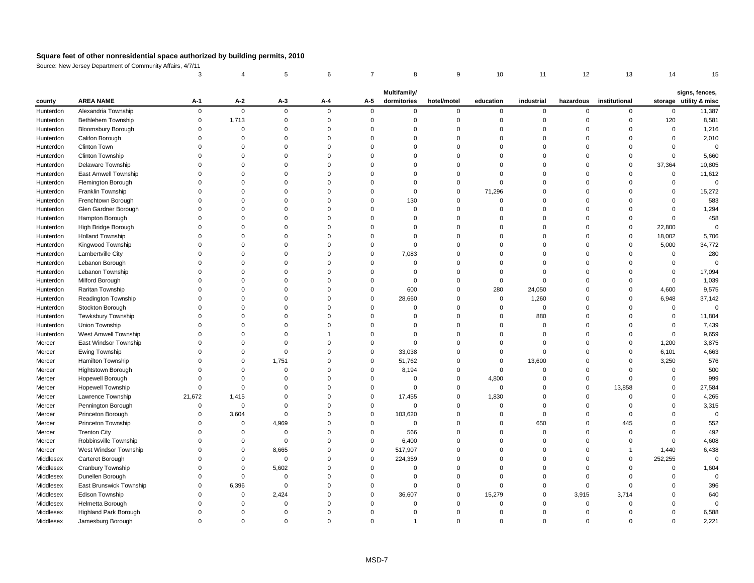**Square feet of other nonresidential space authorized by building permits, 2010**

Source: New Jersey Department of Community Affairs, 4/7/11

| | | 3 | 4 | 5 | 6 | 7 | 8 | 9 | 10 | 11 | 12 | 13 | 14 | 15 |
|---|---|---|---|---|---|---|---|---|---|---|---|---|---|---|
| county | AREA NAME | A-1 | A-2 | A-3 | A-4 | A-5 | Multifamily/ dormitories | hotel/motel | education | industrial | hazardous | institutional | storage | signs, fences, utility & misc |
| Hunterdon | Alexandria Township | 0 | 0 | 0 | 0 | 0 | 0 | 0 | 0 | 0 | 0 | 0 | 0 | 11,387 |
| Hunterdon | Bethlehem Township | 0 | 1,713 | 0 | 0 | 0 | 0 | 0 | 0 | 0 | 0 | 0 | 120 | 8,581 |
| Hunterdon | Bloomsbury Borough | 0 | 0 | 0 | 0 | 0 | 0 | 0 | 0 | 0 | 0 | 0 | 0 | 1,216 |
| Hunterdon | Califon Borough | 0 | 0 | 0 | 0 | 0 | 0 | 0 | 0 | 0 | 0 | 0 | 0 | 2,010 |
| Hunterdon | Clinton Town | 0 | 0 | 0 | 0 | 0 | 0 | 0 | 0 | 0 | 0 | 0 | 0 | 0 |
| Hunterdon | Clinton Township | 0 | 0 | 0 | 0 | 0 | 0 | 0 | 0 | 0 | 0 | 0 | 0 | 5,660 |
| Hunterdon | Delaware Township | 0 | 0 | 0 | 0 | 0 | 0 | 0 | 0 | 0 | 0 | 0 | 37,364 | 10,805 |
| Hunterdon | East Amwell Township | 0 | 0 | 0 | 0 | 0 | 0 | 0 | 0 | 0 | 0 | 0 | 0 | 11,612 |
| Hunterdon | Flemington Borough | 0 | 0 | 0 | 0 | 0 | 0 | 0 | 0 | 0 | 0 | 0 | 0 | 0 |
| Hunterdon | Franklin Township | 0 | 0 | 0 | 0 | 0 | 0 | 0 | 71,296 | 0 | 0 | 0 | 0 | 15,272 |
| Hunterdon | Frenchtown Borough | 0 | 0 | 0 | 0 | 0 | 130 | 0 | 0 | 0 | 0 | 0 | 0 | 583 |
| Hunterdon | Glen Gardner Borough | 0 | 0 | 0 | 0 | 0 | 0 | 0 | 0 | 0 | 0 | 0 | 0 | 1,294 |
| Hunterdon | Hampton Borough | 0 | 0 | 0 | 0 | 0 | 0 | 0 | 0 | 0 | 0 | 0 | 0 | 458 |
| Hunterdon | High Bridge Borough | 0 | 0 | 0 | 0 | 0 | 0 | 0 | 0 | 0 | 0 | 0 | 22,800 | 0 |
| Hunterdon | Holland Township | 0 | 0 | 0 | 0 | 0 | 0 | 0 | 0 | 0 | 0 | 0 | 18,002 | 5,706 |
| Hunterdon | Kingwood Township | 0 | 0 | 0 | 0 | 0 | 0 | 0 | 0 | 0 | 0 | 0 | 5,000 | 34,772 |
| Hunterdon | Lambertville City | 0 | 0 | 0 | 0 | 0 | 7,083 | 0 | 0 | 0 | 0 | 0 | 0 | 280 |
| Hunterdon | Lebanon Borough | 0 | 0 | 0 | 0 | 0 | 0 | 0 | 0 | 0 | 0 | 0 | 0 | 0 |
| Hunterdon | Lebanon Township | 0 | 0 | 0 | 0 | 0 | 0 | 0 | 0 | 0 | 0 | 0 | 0 | 17,094 |
| Hunterdon | Milford Borough | 0 | 0 | 0 | 0 | 0 | 0 | 0 | 0 | 0 | 0 | 0 | 0 | 1,039 |
| Hunterdon | Raritan Township | 0 | 0 | 0 | 0 | 0 | 600 | 0 | 280 | 24,050 | 0 | 0 | 4,600 | 9,575 |
| Hunterdon | Readington Township | 0 | 0 | 0 | 0 | 0 | 28,660 | 0 | 0 | 1,260 | 0 | 0 | 6,948 | 37,142 |
| Hunterdon | Stockton Borough | 0 | 0 | 0 | 0 | 0 | 0 | 0 | 0 | 0 | 0 | 0 | 0 | 0 |
| Hunterdon | Tewksbury Township | 0 | 0 | 0 | 0 | 0 | 0 | 0 | 0 | 880 | 0 | 0 | 0 | 11,804 |
| Hunterdon | Union Township | 0 | 0 | 0 | 0 | 0 | 0 | 0 | 0 | 0 | 0 | 0 | 0 | 7,439 |
| Hunterdon | West Amwell Township | 0 | 0 | 0 | 1 | 0 | 0 | 0 | 0 | 0 | 0 | 0 | 0 | 9,659 |
| Mercer | East Windsor Township | 0 | 0 | 0 | 0 | 0 | 0 | 0 | 0 | 0 | 0 | 0 | 1,200 | 3,875 |
| Mercer | Ewing Township | 0 | 0 | 0 | 0 | 0 | 33,038 | 0 | 0 | 0 | 0 | 0 | 6,101 | 4,663 |
| Mercer | Hamilton Township | 0 | 0 | 1,751 | 0 | 0 | 51,762 | 0 | 0 | 13,600 | 0 | 0 | 3,250 | 576 |
| Mercer | Hightstown Borough | 0 | 0 | 0 | 0 | 0 | 8,194 | 0 | 0 | 0 | 0 | 0 | 0 | 500 |
| Mercer | Hopewell Borough | 0 | 0 | 0 | 0 | 0 | 0 | 0 | 4,800 | 0 | 0 | 0 | 0 | 999 |
| Mercer | Hopewell Township | 0 | 0 | 0 | 0 | 0 | 0 | 0 | 0 | 0 | 0 | 13,858 | 0 | 27,584 |
| Mercer | Lawrence Township | 21,672 | 1,415 | 0 | 0 | 0 | 17,455 | 0 | 1,830 | 0 | 0 | 0 | 0 | 4,265 |
| Mercer | Pennington Borough | 0 | 0 | 0 | 0 | 0 | 0 | 0 | 0 | 0 | 0 | 0 | 0 | 3,315 |
| Mercer | Princeton Borough | 0 | 3,604 | 0 | 0 | 0 | 103,620 | 0 | 0 | 0 | 0 | 0 | 0 | 0 |
| Mercer | Princeton Township | 0 | 0 | 4,969 | 0 | 0 | 0 | 0 | 0 | 650 | 0 | 445 | 0 | 552 |
| Mercer | Trenton City | 0 | 0 | 0 | 0 | 0 | 566 | 0 | 0 | 0 | 0 | 0 | 0 | 492 |
| Mercer | Robbinsville Township | 0 | 0 | 0 | 0 | 0 | 6,400 | 0 | 0 | 0 | 0 | 0 | 0 | 4,608 |
| Mercer | West Windsor Township | 0 | 0 | 8,665 | 0 | 0 | 517,907 | 0 | 0 | 0 | 0 | 1 | 1,440 | 6,438 |
| Middlesex | Carteret Borough | 0 | 0 | 0 | 0 | 0 | 224,359 | 0 | 0 | 0 | 0 | 0 | 252,255 | 0 |
| Middlesex | Cranbury Township | 0 | 0 | 5,602 | 0 | 0 | 0 | 0 | 0 | 0 | 0 | 0 | 0 | 1,604 |
| Middlesex | Dunellen Borough | 0 | 0 | 0 | 0 | 0 | 0 | 0 | 0 | 0 | 0 | 0 | 0 | 0 |
| Middlesex | East Brunswick Township | 0 | 6,396 | 0 | 0 | 0 | 0 | 0 | 0 | 0 | 0 | 0 | 0 | 396 |
| Middlesex | Edison Township | 0 | 0 | 2,424 | 0 | 0 | 36,607 | 0 | 15,279 | 0 | 3,915 | 3,714 | 0 | 640 |
| Middlesex | Helmetta Borough | 0 | 0 | 0 | 0 | 0 | 0 | 0 | 0 | 0 | 0 | 0 | 0 | 0 |
| Middlesex | Highland Park Borough | 0 | 0 | 0 | 0 | 0 | 0 | 0 | 0 | 0 | 0 | 0 | 0 | 6,588 |
| Middlesex | Jamesburg Borough | 0 | 0 | 0 | 0 | 0 | 1 | 0 | 0 | 0 | 0 | 0 | 0 | 2,221 |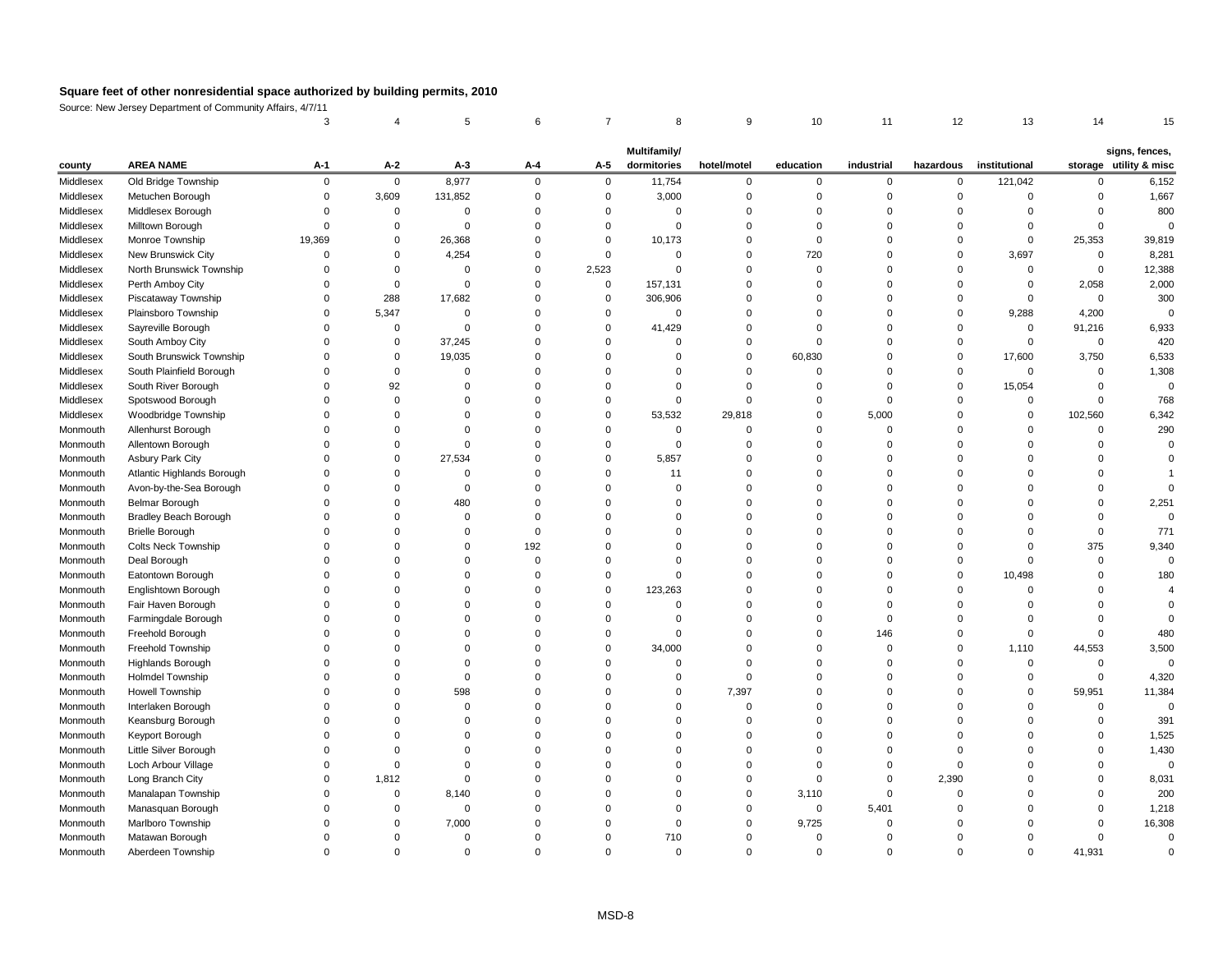**Square feet of other nonresidential space authorized by building permits, 2010**

Source: New Jersey Department of Community Affairs, 4/7/11

| | | 3 | 4 | 5 | 6 | 7 | 8 | 9 | 10 | 11 | 12 | 13 | 14 | 15 |
|---|---|---|---|---|---|---|---|---|---|---|---|---|---|---|
| county | AREA NAME | A-1 | A-2 | A-3 | A-4 | A-5 | Multifamily/ dormitories | hotel/motel | education | industrial | hazardous | institutional | storage | signs, fences, utility & misc |
| Middlesex | Old Bridge Township | 0 | 0 | 8,977 | 0 | 0 | 11,754 | 0 | 0 | 0 | 0 | 121,042 | 0 | 6,152 |
| Middlesex | Metuchen Borough | 0 | 3,609 | 131,852 | 0 | 0 | 3,000 | 0 | 0 | 0 | 0 | 0 | 0 | 1,667 |
| Middlesex | Middlesex Borough | 0 | 0 | 0 | 0 | 0 | 0 | 0 | 0 | 0 | 0 | 0 | 0 | 800 |
| Middlesex | Milltown Borough | 0 | 0 | 0 | 0 | 0 | 0 | 0 | 0 | 0 | 0 | 0 | 0 | 0 |
| Middlesex | Monroe Township | 19,369 | 0 | 26,368 | 0 | 0 | 10,173 | 0 | 0 | 0 | 0 | 0 | 25,353 | 39,819 |
| Middlesex | New Brunswick City | 0 | 0 | 4,254 | 0 | 0 | 0 | 0 | 720 | 0 | 0 | 3,697 | 0 | 8,281 |
| Middlesex | North Brunswick Township | 0 | 0 | 0 | 0 | 2,523 | 0 | 0 | 0 | 0 | 0 | 0 | 0 | 12,388 |
| Middlesex | Perth Amboy City | 0 | 0 | 0 | 0 | 0 | 157,131 | 0 | 0 | 0 | 0 | 0 | 2,058 | 2,000 |
| Middlesex | Piscataway Township | 0 | 288 | 17,682 | 0 | 0 | 306,906 | 0 | 0 | 0 | 0 | 0 | 0 | 300 |
| Middlesex | Plainsboro Township | 0 | 5,347 | 0 | 0 | 0 | 0 | 0 | 0 | 0 | 0 | 9,288 | 4,200 | 0 |
| Middlesex | Sayreville Borough | 0 | 0 | 0 | 0 | 0 | 41,429 | 0 | 0 | 0 | 0 | 0 | 91,216 | 6,933 |
| Middlesex | South Amboy City | 0 | 0 | 37,245 | 0 | 0 | 0 | 0 | 0 | 0 | 0 | 0 | 0 | 420 |
| Middlesex | South Brunswick Township | 0 | 0 | 19,035 | 0 | 0 | 0 | 0 | 60,830 | 0 | 0 | 17,600 | 3,750 | 6,533 |
| Middlesex | South Plainfield Borough | 0 | 0 | 0 | 0 | 0 | 0 | 0 | 0 | 0 | 0 | 0 | 0 | 1,308 |
| Middlesex | South River Borough | 0 | 92 | 0 | 0 | 0 | 0 | 0 | 0 | 0 | 0 | 15,054 | 0 | 0 |
| Middlesex | Spotswood Borough | 0 | 0 | 0 | 0 | 0 | 0 | 0 | 0 | 0 | 0 | 0 | 0 | 768 |
| Middlesex | Woodbridge Township | 0 | 0 | 0 | 0 | 0 | 53,532 | 29,818 | 0 | 5,000 | 0 | 0 | 102,560 | 6,342 |
| Monmouth | Allenhurst Borough | 0 | 0 | 0 | 0 | 0 | 0 | 0 | 0 | 0 | 0 | 0 | 0 | 290 |
| Monmouth | Allentown Borough | 0 | 0 | 0 | 0 | 0 | 0 | 0 | 0 | 0 | 0 | 0 | 0 | 0 |
| Monmouth | Asbury Park City | 0 | 0 | 27,534 | 0 | 0 | 5,857 | 0 | 0 | 0 | 0 | 0 | 0 | 0 |
| Monmouth | Atlantic Highlands Borough | 0 | 0 | 0 | 0 | 0 | 11 | 0 | 0 | 0 | 0 | 0 | 0 | 1 |
| Monmouth | Avon-by-the-Sea Borough | 0 | 0 | 0 | 0 | 0 | 0 | 0 | 0 | 0 | 0 | 0 | 0 | 0 |
| Monmouth | Belmar Borough | 0 | 0 | 480 | 0 | 0 | 0 | 0 | 0 | 0 | 0 | 0 | 0 | 2,251 |
| Monmouth | Bradley Beach Borough | 0 | 0 | 0 | 0 | 0 | 0 | 0 | 0 | 0 | 0 | 0 | 0 | 0 |
| Monmouth | Brielle Borough | 0 | 0 | 0 | 0 | 0 | 0 | 0 | 0 | 0 | 0 | 0 | 0 | 771 |
| Monmouth | Colts Neck Township | 0 | 0 | 0 | 192 | 0 | 0 | 0 | 0 | 0 | 0 | 0 | 375 | 9,340 |
| Monmouth | Deal Borough | 0 | 0 | 0 | 0 | 0 | 0 | 0 | 0 | 0 | 0 | 0 | 0 | 0 |
| Monmouth | Eatontown Borough | 0 | 0 | 0 | 0 | 0 | 0 | 0 | 0 | 0 | 0 | 10,498 | 0 | 180 |
| Monmouth | Englishtown Borough | 0 | 0 | 0 | 0 | 0 | 123,263 | 0 | 0 | 0 | 0 | 0 | 0 | 4 |
| Monmouth | Fair Haven Borough | 0 | 0 | 0 | 0 | 0 | 0 | 0 | 0 | 0 | 0 | 0 | 0 | 0 |
| Monmouth | Farmingdale Borough | 0 | 0 | 0 | 0 | 0 | 0 | 0 | 0 | 0 | 0 | 0 | 0 | 0 |
| Monmouth | Freehold Borough | 0 | 0 | 0 | 0 | 0 | 0 | 0 | 0 | 146 | 0 | 0 | 0 | 480 |
| Monmouth | Freehold Township | 0 | 0 | 0 | 0 | 0 | 34,000 | 0 | 0 | 0 | 0 | 1,110 | 44,553 | 3,500 |
| Monmouth | Highlands Borough | 0 | 0 | 0 | 0 | 0 | 0 | 0 | 0 | 0 | 0 | 0 | 0 | 0 |
| Monmouth | Holmdel Township | 0 | 0 | 0 | 0 | 0 | 0 | 0 | 0 | 0 | 0 | 0 | 0 | 4,320 |
| Monmouth | Howell Township | 0 | 0 | 598 | 0 | 0 | 0 | 7,397 | 0 | 0 | 0 | 0 | 59,951 | 11,384 |
| Monmouth | Interlaken Borough | 0 | 0 | 0 | 0 | 0 | 0 | 0 | 0 | 0 | 0 | 0 | 0 | 0 |
| Monmouth | Keansburg Borough | 0 | 0 | 0 | 0 | 0 | 0 | 0 | 0 | 0 | 0 | 0 | 0 | 391 |
| Monmouth | Keyport Borough | 0 | 0 | 0 | 0 | 0 | 0 | 0 | 0 | 0 | 0 | 0 | 0 | 1,525 |
| Monmouth | Little Silver Borough | 0 | 0 | 0 | 0 | 0 | 0 | 0 | 0 | 0 | 0 | 0 | 0 | 1,430 |
| Monmouth | Loch Arbour Village | 0 | 0 | 0 | 0 | 0 | 0 | 0 | 0 | 0 | 0 | 0 | 0 | 0 |
| Monmouth | Long Branch City | 0 | 1,812 | 0 | 0 | 0 | 0 | 0 | 0 | 0 | 2,390 | 0 | 0 | 8,031 |
| Monmouth | Manalapan Township | 0 | 0 | 8,140 | 0 | 0 | 0 | 0 | 3,110 | 0 | 0 | 0 | 0 | 200 |
| Monmouth | Manasquan Borough | 0 | 0 | 0 | 0 | 0 | 0 | 0 | 0 | 5,401 | 0 | 0 | 0 | 1,218 |
| Monmouth | Marlboro Township | 0 | 0 | 7,000 | 0 | 0 | 0 | 0 | 9,725 | 0 | 0 | 0 | 0 | 16,308 |
| Monmouth | Matawan Borough | 0 | 0 | 0 | 0 | 0 | 710 | 0 | 0 | 0 | 0 | 0 | 0 | 0 |
| Monmouth | Aberdeen Township | 0 | 0 | 0 | 0 | 0 | 0 | 0 | 0 | 0 | 0 | 0 | 41,931 | 0 |

MSD-8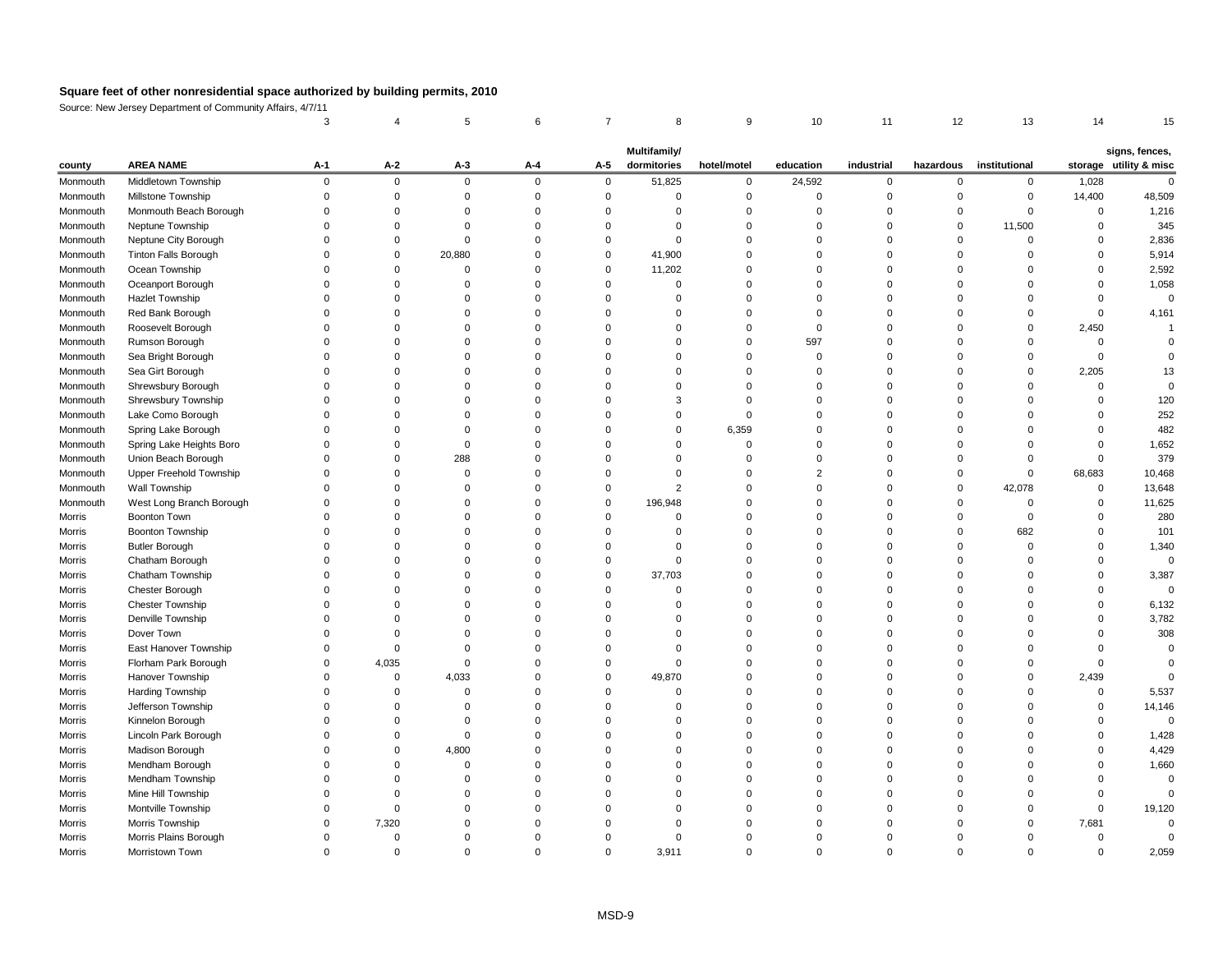# Square feet of other nonresidential space authorized by building permits, 2010

Source: New Jersey Department of Community Affairs, 4/7/11

| | | 3 | 4 | 5 | 6 | 7 | 8 | 9 | 10 | 11 | 12 | 13 | 14 | 15 |
|---|---|---|---|---|---|---|---|---|---|---|---|---|---|---|
| county | AREA NAME | A-1 | A-2 | A-3 | A-4 | A-5 | Multifamily/ dormitories | hotel/motel | education | industrial | hazardous | institutional | storage | signs, fences, utility & misc |
| Monmouth | Middletown Township | 0 | 0 | 0 | 0 | 0 | 51,825 | 0 | 24,592 | 0 | 0 | 0 | 1,028 | 0 |
| Monmouth | Millstone Township | 0 | 0 | 0 | 0 | 0 | 0 | 0 | 0 | 0 | 0 | 0 | 14,400 | 48,509 |
| Monmouth | Monmouth Beach Borough | 0 | 0 | 0 | 0 | 0 | 0 | 0 | 0 | 0 | 0 | 0 | 0 | 1,216 |
| Monmouth | Neptune Township | 0 | 0 | 0 | 0 | 0 | 0 | 0 | 0 | 0 | 0 | 11,500 | 0 | 345 |
| Monmouth | Neptune City Borough | 0 | 0 | 0 | 0 | 0 | 0 | 0 | 0 | 0 | 0 | 0 | 0 | 2,836 |
| Monmouth | Tinton Falls Borough | 0 | 0 | 20,880 | 0 | 0 | 41,900 | 0 | 0 | 0 | 0 | 0 | 0 | 5,914 |
| Monmouth | Ocean Township | 0 | 0 | 0 | 0 | 0 | 11,202 | 0 | 0 | 0 | 0 | 0 | 0 | 2,592 |
| Monmouth | Oceanport Borough | 0 | 0 | 0 | 0 | 0 | 0 | 0 | 0 | 0 | 0 | 0 | 0 | 1,058 |
| Monmouth | Hazlet Township | 0 | 0 | 0 | 0 | 0 | 0 | 0 | 0 | 0 | 0 | 0 | 0 | 0 |
| Monmouth | Red Bank Borough | 0 | 0 | 0 | 0 | 0 | 0 | 0 | 0 | 0 | 0 | 0 | 0 | 4,161 |
| Monmouth | Roosevelt Borough | 0 | 0 | 0 | 0 | 0 | 0 | 0 | 0 | 0 | 0 | 0 | 2,450 | 1 |
| Monmouth | Rumson Borough | 0 | 0 | 0 | 0 | 0 | 0 | 0 | 597 | 0 | 0 | 0 | 0 | 0 |
| Monmouth | Sea Bright Borough | 0 | 0 | 0 | 0 | 0 | 0 | 0 | 0 | 0 | 0 | 0 | 0 | 0 |
| Monmouth | Sea Girt Borough | 0 | 0 | 0 | 0 | 0 | 0 | 0 | 0 | 0 | 0 | 0 | 2,205 | 13 |
| Monmouth | Shrewsbury Borough | 0 | 0 | 0 | 0 | 0 | 0 | 0 | 0 | 0 | 0 | 0 | 0 | 0 |
| Monmouth | Shrewsbury Township | 0 | 0 | 0 | 0 | 0 | 3 | 0 | 0 | 0 | 0 | 0 | 0 | 120 |
| Monmouth | Lake Como Borough | 0 | 0 | 0 | 0 | 0 | 0 | 0 | 0 | 0 | 0 | 0 | 0 | 252 |
| Monmouth | Spring Lake Borough | 0 | 0 | 0 | 0 | 0 | 0 | 6,359 | 0 | 0 | 0 | 0 | 0 | 482 |
| Monmouth | Spring Lake Heights Boro | 0 | 0 | 0 | 0 | 0 | 0 | 0 | 0 | 0 | 0 | 0 | 0 | 1,652 |
| Monmouth | Union Beach Borough | 0 | 0 | 288 | 0 | 0 | 0 | 0 | 0 | 0 | 0 | 0 | 0 | 379 |
| Monmouth | Upper Freehold Township | 0 | 0 | 0 | 0 | 0 | 0 | 0 | 2 | 0 | 0 | 0 | 68,683 | 10,468 |
| Monmouth | Wall Township | 0 | 0 | 0 | 0 | 0 | 2 | 0 | 0 | 0 | 0 | 42,078 | 0 | 13,648 |
| Monmouth | West Long Branch Borough | 0 | 0 | 0 | 0 | 0 | 196,948 | 0 | 0 | 0 | 0 | 0 | 0 | 11,625 |
| Morris | Boonton Town | 0 | 0 | 0 | 0 | 0 | 0 | 0 | 0 | 0 | 0 | 0 | 0 | 280 |
| Morris | Boonton Township | 0 | 0 | 0 | 0 | 0 | 0 | 0 | 0 | 0 | 0 | 682 | 0 | 101 |
| Morris | Butler Borough | 0 | 0 | 0 | 0 | 0 | 0 | 0 | 0 | 0 | 0 | 0 | 0 | 1,340 |
| Morris | Chatham Borough | 0 | 0 | 0 | 0 | 0 | 0 | 0 | 0 | 0 | 0 | 0 | 0 | 0 |
| Morris | Chatham Township | 0 | 0 | 0 | 0 | 0 | 37,703 | 0 | 0 | 0 | 0 | 0 | 0 | 3,387 |
| Morris | Chester Borough | 0 | 0 | 0 | 0 | 0 | 0 | 0 | 0 | 0 | 0 | 0 | 0 | 0 |
| Morris | Chester Township | 0 | 0 | 0 | 0 | 0 | 0 | 0 | 0 | 0 | 0 | 0 | 0 | 6,132 |
| Morris | Denville Township | 0 | 0 | 0 | 0 | 0 | 0 | 0 | 0 | 0 | 0 | 0 | 0 | 3,782 |
| Morris | Dover Town | 0 | 0 | 0 | 0 | 0 | 0 | 0 | 0 | 0 | 0 | 0 | 0 | 308 |
| Morris | East Hanover Township | 0 | 0 | 0 | 0 | 0 | 0 | 0 | 0 | 0 | 0 | 0 | 0 | 0 |
| Morris | Florham Park Borough | 0 | 4,035 | 0 | 0 | 0 | 0 | 0 | 0 | 0 | 0 | 0 | 0 | 0 |
| Morris | Hanover Township | 0 | 0 | 4,033 | 0 | 0 | 49,870 | 0 | 0 | 0 | 0 | 0 | 2,439 | 0 |
| Morris | Harding Township | 0 | 0 | 0 | 0 | 0 | 0 | 0 | 0 | 0 | 0 | 0 | 0 | 5,537 |
| Morris | Jefferson Township | 0 | 0 | 0 | 0 | 0 | 0 | 0 | 0 | 0 | 0 | 0 | 0 | 14,146 |
| Morris | Kinnelon Borough | 0 | 0 | 0 | 0 | 0 | 0 | 0 | 0 | 0 | 0 | 0 | 0 | 0 |
| Morris | Lincoln Park Borough | 0 | 0 | 0 | 0 | 0 | 0 | 0 | 0 | 0 | 0 | 0 | 0 | 1,428 |
| Morris | Madison Borough | 0 | 0 | 4,800 | 0 | 0 | 0 | 0 | 0 | 0 | 0 | 0 | 0 | 4,429 |
| Morris | Mendham Borough | 0 | 0 | 0 | 0 | 0 | 0 | 0 | 0 | 0 | 0 | 0 | 0 | 1,660 |
| Morris | Mendham Township | 0 | 0 | 0 | 0 | 0 | 0 | 0 | 0 | 0 | 0 | 0 | 0 | 0 |
| Morris | Mine Hill Township | 0 | 0 | 0 | 0 | 0 | 0 | 0 | 0 | 0 | 0 | 0 | 0 | 0 |
| Morris | Montville Township | 0 | 0 | 0 | 0 | 0 | 0 | 0 | 0 | 0 | 0 | 0 | 0 | 19,120 |
| Morris | Morris Township | 0 | 7,320 | 0 | 0 | 0 | 0 | 0 | 0 | 0 | 0 | 0 | 7,681 | 0 |
| Morris | Morris Plains Borough | 0 | 0 | 0 | 0 | 0 | 0 | 0 | 0 | 0 | 0 | 0 | 0 | 0 |
| Morris | Morristown Town | 0 | 0 | 0 | 0 | 0 | 3,911 | 0 | 0 | 0 | 0 | 0 | 0 | 2,059 |

MSD-9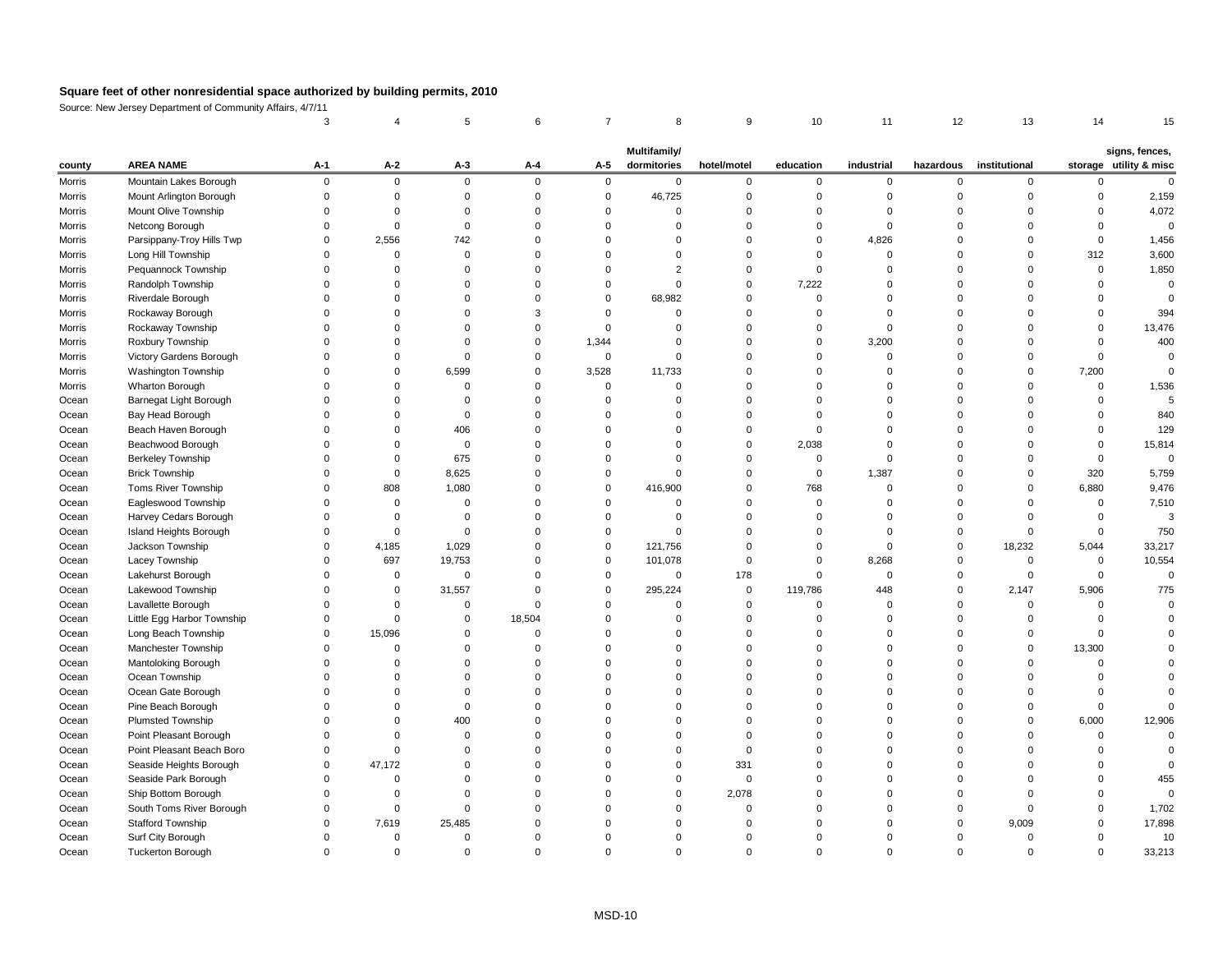# Square feet of other nonresidential space authorized by building permits, 2010

Source: New Jersey Department of Community Affairs, 4/7/11

| | | 3 | 4 | 5 | 6 | 7 | 8 | 9 | 10 | 11 | 12 | 13 | 14 | 15 |
|---|---|---|---|---|---|---|---|---|---|---|---|---|---|---|
| county | AREA NAME | A-1 | A-2 | A-3 | A-4 | A-5 | Multifamily/ dormitories | hotel/motel | education | industrial | hazardous | institutional | storage | signs, fences, utility & misc |
| Morris | Mountain Lakes Borough | 0 | 0 | 0 | 0 | 0 | 0 | 0 | 0 | 0 | 0 | 0 | 0 | 0 |
| Morris | Mount Arlington Borough | 0 | 0 | 0 | 0 | 0 | 46,725 | 0 | 0 | 0 | 0 | 0 | 0 | 2,159 |
| Morris | Mount Olive Township | 0 | 0 | 0 | 0 | 0 | 0 | 0 | 0 | 0 | 0 | 0 | 0 | 4,072 |
| Morris | Netcong Borough | 0 | 0 | 0 | 0 | 0 | 0 | 0 | 0 | 0 | 0 | 0 | 0 | 0 |
| Morris | Parsippany-Troy Hills Twp | 0 | 2,556 | 742 | 0 | 0 | 0 | 0 | 0 | 4,826 | 0 | 0 | 0 | 1,456 |
| Morris | Long Hill Township | 0 | 0 | 0 | 0 | 0 | 0 | 0 | 0 | 0 | 0 | 0 | 312 | 3,600 |
| Morris | Pequannock Township | 0 | 0 | 0 | 0 | 0 | 2 | 0 | 0 | 0 | 0 | 0 | 0 | 1,850 |
| Morris | Randolph Township | 0 | 0 | 0 | 0 | 0 | 0 | 0 | 7,222 | 0 | 0 | 0 | 0 | 0 |
| Morris | Riverdale Borough | 0 | 0 | 0 | 0 | 0 | 68,982 | 0 | 0 | 0 | 0 | 0 | 0 | 0 |
| Morris | Rockaway Borough | 0 | 0 | 0 | 3 | 0 | 0 | 0 | 0 | 0 | 0 | 0 | 0 | 394 |
| Morris | Rockaway Township | 0 | 0 | 0 | 0 | 0 | 0 | 0 | 0 | 0 | 0 | 0 | 0 | 13,476 |
| Morris | Roxbury Township | 0 | 0 | 0 | 0 | 1,344 | 0 | 0 | 0 | 3,200 | 0 | 0 | 0 | 400 |
| Morris | Victory Gardens Borough | 0 | 0 | 0 | 0 | 0 | 0 | 0 | 0 | 0 | 0 | 0 | 0 | 0 |
| Morris | Washington Township | 0 | 0 | 6,599 | 0 | 3,528 | 11,733 | 0 | 0 | 0 | 0 | 0 | 7,200 | 0 |
| Morris | Wharton Borough | 0 | 0 | 0 | 0 | 0 | 0 | 0 | 0 | 0 | 0 | 0 | 0 | 1,536 |
| Ocean | Barnegat Light Borough | 0 | 0 | 0 | 0 | 0 | 0 | 0 | 0 | 0 | 0 | 0 | 0 | 5 |
| Ocean | Bay Head Borough | 0 | 0 | 0 | 0 | 0 | 0 | 0 | 0 | 0 | 0 | 0 | 0 | 840 |
| Ocean | Beach Haven Borough | 0 | 0 | 406 | 0 | 0 | 0 | 0 | 0 | 0 | 0 | 0 | 0 | 129 |
| Ocean | Beachwood Borough | 0 | 0 | 0 | 0 | 0 | 0 | 0 | 2,038 | 0 | 0 | 0 | 0 | 15,814 |
| Ocean | Berkeley Township | 0 | 0 | 675 | 0 | 0 | 0 | 0 | 0 | 0 | 0 | 0 | 0 | 0 |
| Ocean | Brick Township | 0 | 0 | 8,625 | 0 | 0 | 0 | 0 | 0 | 1,387 | 0 | 0 | 320 | 5,759 |
| Ocean | Toms River Township | 0 | 808 | 1,080 | 0 | 0 | 416,900 | 0 | 768 | 0 | 0 | 0 | 6,880 | 9,476 |
| Ocean | Eagleswood Township | 0 | 0 | 0 | 0 | 0 | 0 | 0 | 0 | 0 | 0 | 0 | 0 | 7,510 |
| Ocean | Harvey Cedars Borough | 0 | 0 | 0 | 0 | 0 | 0 | 0 | 0 | 0 | 0 | 0 | 0 | 3 |
| Ocean | Island Heights Borough | 0 | 0 | 0 | 0 | 0 | 0 | 0 | 0 | 0 | 0 | 0 | 0 | 750 |
| Ocean | Jackson Township | 0 | 4,185 | 1,029 | 0 | 0 | 121,756 | 0 | 0 | 0 | 0 | 18,232 | 5,044 | 33,217 |
| Ocean | Lacey Township | 0 | 697 | 19,753 | 0 | 0 | 101,078 | 0 | 0 | 8,268 | 0 | 0 | 0 | 10,554 |
| Ocean | Lakehurst Borough | 0 | 0 | 0 | 0 | 0 | 0 | 178 | 0 | 0 | 0 | 0 | 0 | 0 |
| Ocean | Lakewood Township | 0 | 0 | 31,557 | 0 | 0 | 295,224 | 0 | 119,786 | 448 | 0 | 2,147 | 5,906 | 775 |
| Ocean | Lavallette Borough | 0 | 0 | 0 | 0 | 0 | 0 | 0 | 0 | 0 | 0 | 0 | 0 | 0 |
| Ocean | Little Egg Harbor Township | 0 | 0 | 0 | 18,504 | 0 | 0 | 0 | 0 | 0 | 0 | 0 | 0 | 0 |
| Ocean | Long Beach Township | 0 | 15,096 | 0 | 0 | 0 | 0 | 0 | 0 | 0 | 0 | 0 | 0 | 0 |
| Ocean | Manchester Township | 0 | 0 | 0 | 0 | 0 | 0 | 0 | 0 | 0 | 0 | 0 | 13,300 | 0 |
| Ocean | Mantoloking Borough | 0 | 0 | 0 | 0 | 0 | 0 | 0 | 0 | 0 | 0 | 0 | 0 | 0 |
| Ocean | Ocean Township | 0 | 0 | 0 | 0 | 0 | 0 | 0 | 0 | 0 | 0 | 0 | 0 | 0 |
| Ocean | Ocean Gate Borough | 0 | 0 | 0 | 0 | 0 | 0 | 0 | 0 | 0 | 0 | 0 | 0 | 0 |
| Ocean | Pine Beach Borough | 0 | 0 | 0 | 0 | 0 | 0 | 0 | 0 | 0 | 0 | 0 | 0 | 0 |
| Ocean | Plumsted Township | 0 | 0 | 400 | 0 | 0 | 0 | 0 | 0 | 0 | 0 | 0 | 6,000 | 12,906 |
| Ocean | Point Pleasant Borough | 0 | 0 | 0 | 0 | 0 | 0 | 0 | 0 | 0 | 0 | 0 | 0 | 0 |
| Ocean | Point Pleasant Beach Boro | 0 | 0 | 0 | 0 | 0 | 0 | 0 | 0 | 0 | 0 | 0 | 0 | 0 |
| Ocean | Seaside Heights Borough | 0 | 47,172 | 0 | 0 | 0 | 0 | 331 | 0 | 0 | 0 | 0 | 0 | 0 |
| Ocean | Seaside Park Borough | 0 | 0 | 0 | 0 | 0 | 0 | 0 | 0 | 0 | 0 | 0 | 0 | 455 |
| Ocean | Ship Bottom Borough | 0 | 0 | 0 | 0 | 0 | 0 | 2,078 | 0 | 0 | 0 | 0 | 0 | 0 |
| Ocean | South Toms River Borough | 0 | 0 | 0 | 0 | 0 | 0 | 0 | 0 | 0 | 0 | 0 | 0 | 1,702 |
| Ocean | Stafford Township | 0 | 7,619 | 25,485 | 0 | 0 | 0 | 0 | 0 | 0 | 0 | 9,009 | 0 | 17,898 |
| Ocean | Surf City Borough | 0 | 0 | 0 | 0 | 0 | 0 | 0 | 0 | 0 | 0 | 0 | 0 | 10 |
| Ocean | Tuckerton Borough | 0 | 0 | 0 | 0 | 0 | 0 | 0 | 0 | 0 | 0 | 0 | 0 | 33,213 |

MSD-10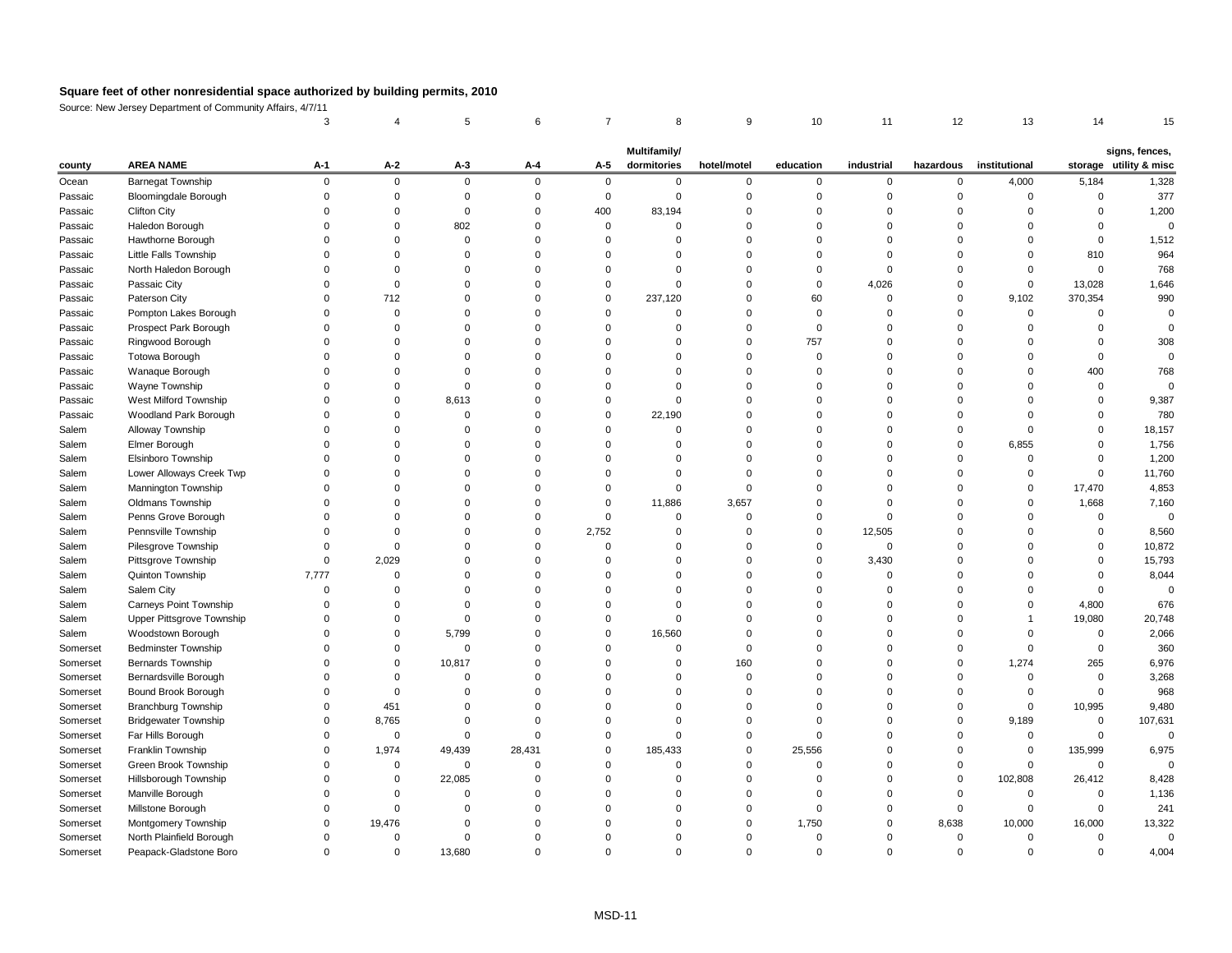# Square feet of other nonresidential space authorized by building permits, 2010

Source: New Jersey Department of Community Affairs, 4/7/11

| | | 3 | 4 | 5 | 6 | 7 | 8 | 9 | 10 | 11 | 12 | 13 | 14 | 15 |
|---|---|---|---|---|---|---|---|---|---|---|---|---|---|---|
| county | AREA NAME | A-1 | A-2 | A-3 | A-4 | A-5 | Multifamily/ dormitories | hotel/motel | education | industrial | hazardous | institutional | storage | signs, fences, utility & misc |
| Ocean | Barnegat Township | 0 | 0 | 0 | 0 | 0 | 0 | 0 | 0 | 0 | 0 | 4,000 | 5,184 | 1,328 |
| Passaic | Bloomingdale Borough | 0 | 0 | 0 | 0 | 0 | 0 | 0 | 0 | 0 | 0 | 0 | 0 | 377 |
| Passaic | Clifton City | 0 | 0 | 0 | 0 | 400 | 83,194 | 0 | 0 | 0 | 0 | 0 | 0 | 1,200 |
| Passaic | Haledon Borough | 0 | 0 | 802 | 0 | 0 | 0 | 0 | 0 | 0 | 0 | 0 | 0 | 0 |
| Passaic | Hawthorne Borough | 0 | 0 | 0 | 0 | 0 | 0 | 0 | 0 | 0 | 0 | 0 | 0 | 1,512 |
| Passaic | Little Falls Township | 0 | 0 | 0 | 0 | 0 | 0 | 0 | 0 | 0 | 0 | 0 | 810 | 964 |
| Passaic | North Haledon Borough | 0 | 0 | 0 | 0 | 0 | 0 | 0 | 0 | 0 | 0 | 0 | 0 | 768 |
| Passaic | Passaic City | 0 | 0 | 0 | 0 | 0 | 0 | 0 | 0 | 4,026 | 0 | 0 | 13,028 | 1,646 |
| Passaic | Paterson City | 0 | 712 | 0 | 0 | 0 | 237,120 | 0 | 60 | 0 | 0 | 9,102 | 370,354 | 990 |
| Passaic | Pompton Lakes Borough | 0 | 0 | 0 | 0 | 0 | 0 | 0 | 0 | 0 | 0 | 0 | 0 | 0 |
| Passaic | Prospect Park Borough | 0 | 0 | 0 | 0 | 0 | 0 | 0 | 0 | 0 | 0 | 0 | 0 | 0 |
| Passaic | Ringwood Borough | 0 | 0 | 0 | 0 | 0 | 0 | 0 | 757 | 0 | 0 | 0 | 0 | 308 |
| Passaic | Totowa Borough | 0 | 0 | 0 | 0 | 0 | 0 | 0 | 0 | 0 | 0 | 0 | 0 | 0 |
| Passaic | Wanaque Borough | 0 | 0 | 0 | 0 | 0 | 0 | 0 | 0 | 0 | 0 | 0 | 400 | 768 |
| Passaic | Wayne Township | 0 | 0 | 0 | 0 | 0 | 0 | 0 | 0 | 0 | 0 | 0 | 0 | 0 |
| Passaic | West Milford Township | 0 | 0 | 8,613 | 0 | 0 | 0 | 0 | 0 | 0 | 0 | 0 | 0 | 9,387 |
| Passaic | Woodland Park Borough | 0 | 0 | 0 | 0 | 0 | 22,190 | 0 | 0 | 0 | 0 | 0 | 0 | 780 |
| Salem | Alloway Township | 0 | 0 | 0 | 0 | 0 | 0 | 0 | 0 | 0 | 0 | 0 | 0 | 18,157 |
| Salem | Elmer Borough | 0 | 0 | 0 | 0 | 0 | 0 | 0 | 0 | 0 | 0 | 6,855 | 0 | 1,756 |
| Salem | Elsinboro Township | 0 | 0 | 0 | 0 | 0 | 0 | 0 | 0 | 0 | 0 | 0 | 0 | 1,200 |
| Salem | Lower Alloways Creek Twp | 0 | 0 | 0 | 0 | 0 | 0 | 0 | 0 | 0 | 0 | 0 | 0 | 11,760 |
| Salem | Mannington Township | 0 | 0 | 0 | 0 | 0 | 0 | 0 | 0 | 0 | 0 | 0 | 17,470 | 4,853 |
| Salem | Oldmans Township | 0 | 0 | 0 | 0 | 0 | 11,886 | 3,657 | 0 | 0 | 0 | 0 | 1,668 | 7,160 |
| Salem | Penns Grove Borough | 0 | 0 | 0 | 0 | 0 | 0 | 0 | 0 | 0 | 0 | 0 | 0 | 0 |
| Salem | Pennsville Township | 0 | 0 | 0 | 0 | 2,752 | 0 | 0 | 0 | 12,505 | 0 | 0 | 0 | 8,560 |
| Salem | Pilesgrove Township | 0 | 0 | 0 | 0 | 0 | 0 | 0 | 0 | 0 | 0 | 0 | 0 | 10,872 |
| Salem | Pittsgrove Township | 0 | 2,029 | 0 | 0 | 0 | 0 | 0 | 0 | 3,430 | 0 | 0 | 0 | 15,793 |
| Salem | Quinton Township | 7,777 | 0 | 0 | 0 | 0 | 0 | 0 | 0 | 0 | 0 | 0 | 0 | 8,044 |
| Salem | Salem City | 0 | 0 | 0 | 0 | 0 | 0 | 0 | 0 | 0 | 0 | 0 | 0 | 0 |
| Salem | Carneys Point Township | 0 | 0 | 0 | 0 | 0 | 0 | 0 | 0 | 0 | 0 | 0 | 4,800 | 676 |
| Salem | Upper Pittsgrove Township | 0 | 0 | 0 | 0 | 0 | 0 | 0 | 0 | 0 | 0 | 1 | 19,080 | 20,748 |
| Salem | Woodstown Borough | 0 | 0 | 5,799 | 0 | 0 | 16,560 | 0 | 0 | 0 | 0 | 0 | 0 | 2,066 |
| Somerset | Bedminster Township | 0 | 0 | 0 | 0 | 0 | 0 | 0 | 0 | 0 | 0 | 0 | 0 | 360 |
| Somerset | Bernards Township | 0 | 0 | 10,817 | 0 | 0 | 0 | 160 | 0 | 0 | 0 | 1,274 | 265 | 6,976 |
| Somerset | Bernardsville Borough | 0 | 0 | 0 | 0 | 0 | 0 | 0 | 0 | 0 | 0 | 0 | 0 | 3,268 |
| Somerset | Bound Brook Borough | 0 | 0 | 0 | 0 | 0 | 0 | 0 | 0 | 0 | 0 | 0 | 0 | 968 |
| Somerset | Branchburg Township | 0 | 451 | 0 | 0 | 0 | 0 | 0 | 0 | 0 | 0 | 0 | 10,995 | 9,480 |
| Somerset | Bridgewater Township | 0 | 8,765 | 0 | 0 | 0 | 0 | 0 | 0 | 0 | 0 | 9,189 | 0 | 107,631 |
| Somerset | Far Hills Borough | 0 | 0 | 0 | 0 | 0 | 0 | 0 | 0 | 0 | 0 | 0 | 0 | 0 |
| Somerset | Franklin Township | 0 | 1,974 | 49,439 | 28,431 | 0 | 185,433 | 0 | 25,556 | 0 | 0 | 0 | 135,999 | 6,975 |
| Somerset | Green Brook Township | 0 | 0 | 0 | 0 | 0 | 0 | 0 | 0 | 0 | 0 | 0 | 0 | 0 |
| Somerset | Hillsborough Township | 0 | 0 | 22,085 | 0 | 0 | 0 | 0 | 0 | 0 | 0 | 102,808 | 26,412 | 8,428 |
| Somerset | Manville Borough | 0 | 0 | 0 | 0 | 0 | 0 | 0 | 0 | 0 | 0 | 0 | 0 | 1,136 |
| Somerset | Millstone Borough | 0 | 0 | 0 | 0 | 0 | 0 | 0 | 0 | 0 | 0 | 0 | 0 | 241 |
| Somerset | Montgomery Township | 0 | 19,476 | 0 | 0 | 0 | 0 | 0 | 1,750 | 0 | 8,638 | 10,000 | 16,000 | 13,322 |
| Somerset | North Plainfield Borough | 0 | 0 | 0 | 0 | 0 | 0 | 0 | 0 | 0 | 0 | 0 | 0 | 0 |
| Somerset | Peapack-Gladstone Boro | 0 | 0 | 13,680 | 0 | 0 | 0 | 0 | 0 | 0 | 0 | 0 | 0 | 4,004 |

MSD-11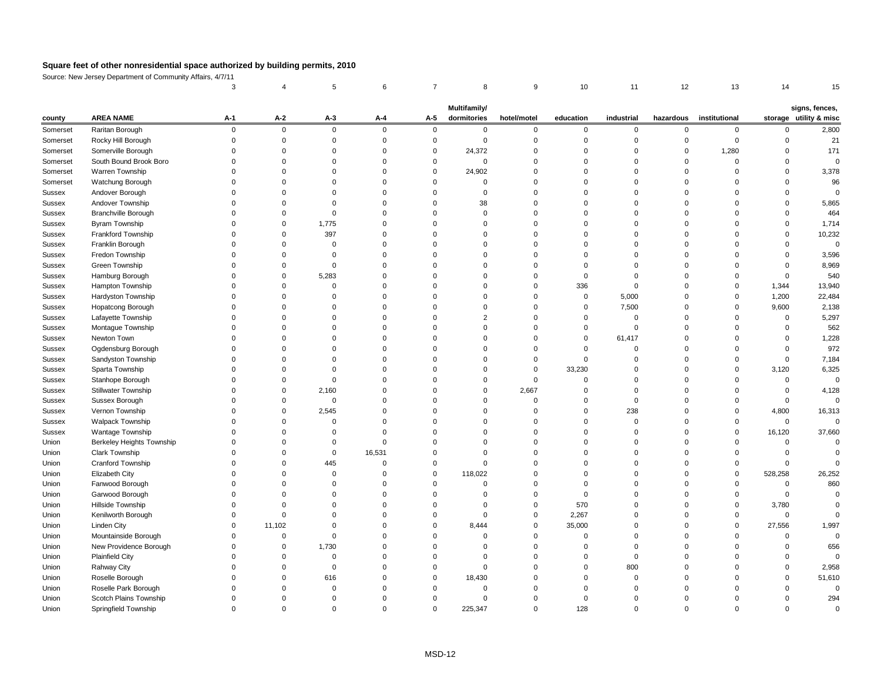# Square feet of other nonresidential space authorized by building permits, 2010

Source: New Jersey Department of Community Affairs, 4/7/11

| | | 3 | 4 | 5 | 6 | 7 | 8 | 9 | 10 | 11 | 12 | 13 | 14 | 15 |
|---|---|---|---|---|---|---|---|---|---|---|---|---|---|---|
| county | AREA NAME | A-1 | A-2 | A-3 | A-4 | A-5 | Multifamily/ dormitories | hotel/motel | education | industrial | hazardous | institutional | storage | signs, fences, utility & misc |
| Somerset | Raritan Borough | 0 | 0 | 0 | 0 | 0 | 0 | 0 | 0 | 0 | 0 | 0 | 0 | 2,800 |
| Somerset | Rocky Hill Borough | 0 | 0 | 0 | 0 | 0 | 0 | 0 | 0 | 0 | 0 | 0 | 0 | 21 |
| Somerset | Somerville Borough | 0 | 0 | 0 | 0 | 0 | 24,372 | 0 | 0 | 0 | 0 | 1,280 | 0 | 171 |
| Somerset | South Bound Brook Boro | 0 | 0 | 0 | 0 | 0 | 0 | 0 | 0 | 0 | 0 | 0 | 0 | 0 |
| Somerset | Warren Township | 0 | 0 | 0 | 0 | 0 | 24,902 | 0 | 0 | 0 | 0 | 0 | 0 | 3,378 |
| Somerset | Watchung Borough | 0 | 0 | 0 | 0 | 0 | 0 | 0 | 0 | 0 | 0 | 0 | 0 | 96 |
| Sussex | Andover Borough | 0 | 0 | 0 | 0 | 0 | 0 | 0 | 0 | 0 | 0 | 0 | 0 | 0 |
| Sussex | Andover Township | 0 | 0 | 0 | 0 | 0 | 38 | 0 | 0 | 0 | 0 | 0 | 0 | 5,865 |
| Sussex | Branchville Borough | 0 | 0 | 0 | 0 | 0 | 0 | 0 | 0 | 0 | 0 | 0 | 0 | 464 |
| Sussex | Byram Township | 0 | 0 | 1,775 | 0 | 0 | 0 | 0 | 0 | 0 | 0 | 0 | 0 | 1,714 |
| Sussex | Frankford Township | 0 | 0 | 397 | 0 | 0 | 0 | 0 | 0 | 0 | 0 | 0 | 0 | 10,232 |
| Sussex | Franklin Borough | 0 | 0 | 0 | 0 | 0 | 0 | 0 | 0 | 0 | 0 | 0 | 0 | 0 |
| Sussex | Fredon Township | 0 | 0 | 0 | 0 | 0 | 0 | 0 | 0 | 0 | 0 | 0 | 0 | 3,596 |
| Sussex | Green Township | 0 | 0 | 0 | 0 | 0 | 0 | 0 | 0 | 0 | 0 | 0 | 0 | 8,969 |
| Sussex | Hamburg Borough | 0 | 0 | 5,283 | 0 | 0 | 0 | 0 | 0 | 0 | 0 | 0 | 0 | 540 |
| Sussex | Hampton Township | 0 | 0 | 0 | 0 | 0 | 0 | 0 | 336 | 0 | 0 | 0 | 1,344 | 13,940 |
| Sussex | Hardyston Township | 0 | 0 | 0 | 0 | 0 | 0 | 0 | 0 | 5,000 | 0 | 0 | 1,200 | 22,484 |
| Sussex | Hopatcong Borough | 0 | 0 | 0 | 0 | 0 | 0 | 0 | 0 | 7,500 | 0 | 0 | 9,600 | 2,138 |
| Sussex | Lafayette Township | 0 | 0 | 0 | 0 | 0 | 2 | 0 | 0 | 0 | 0 | 0 | 0 | 5,297 |
| Sussex | Montague Township | 0 | 0 | 0 | 0 | 0 | 0 | 0 | 0 | 0 | 0 | 0 | 0 | 562 |
| Sussex | Newton Town | 0 | 0 | 0 | 0 | 0 | 0 | 0 | 0 | 61,417 | 0 | 0 | 0 | 1,228 |
| Sussex | Ogdensburg Borough | 0 | 0 | 0 | 0 | 0 | 0 | 0 | 0 | 0 | 0 | 0 | 0 | 972 |
| Sussex | Sandyston Township | 0 | 0 | 0 | 0 | 0 | 0 | 0 | 0 | 0 | 0 | 0 | 0 | 7,184 |
| Sussex | Sparta Township | 0 | 0 | 0 | 0 | 0 | 0 | 0 | 33,230 | 0 | 0 | 0 | 3,120 | 6,325 |
| Sussex | Stanhope Borough | 0 | 0 | 0 | 0 | 0 | 0 | 0 | 0 | 0 | 0 | 0 | 0 | 0 |
| Sussex | Stillwater Township | 0 | 0 | 2,160 | 0 | 0 | 0 | 2,667 | 0 | 0 | 0 | 0 | 0 | 4,128 |
| Sussex | Sussex Borough | 0 | 0 | 0 | 0 | 0 | 0 | 0 | 0 | 0 | 0 | 0 | 0 | 0 |
| Sussex | Vernon Township | 0 | 0 | 2,545 | 0 | 0 | 0 | 0 | 0 | 238 | 0 | 0 | 4,800 | 16,313 |
| Sussex | Walpack Township | 0 | 0 | 0 | 0 | 0 | 0 | 0 | 0 | 0 | 0 | 0 | 0 | 0 |
| Sussex | Wantage Township | 0 | 0 | 0 | 0 | 0 | 0 | 0 | 0 | 0 | 0 | 0 | 16,120 | 37,660 |
| Union | Berkeley Heights Township | 0 | 0 | 0 | 0 | 0 | 0 | 0 | 0 | 0 | 0 | 0 | 0 | 0 |
| Union | Clark Township | 0 | 0 | 0 | 16,531 | 0 | 0 | 0 | 0 | 0 | 0 | 0 | 0 | 0 |
| Union | Cranford Township | 0 | 0 | 445 | 0 | 0 | 0 | 0 | 0 | 0 | 0 | 0 | 0 | 0 |
| Union | Elizabeth City | 0 | 0 | 0 | 0 | 0 | 118,022 | 0 | 0 | 0 | 0 | 0 | 528,258 | 26,252 |
| Union | Fanwood Borough | 0 | 0 | 0 | 0 | 0 | 0 | 0 | 0 | 0 | 0 | 0 | 0 | 860 |
| Union | Garwood Borough | 0 | 0 | 0 | 0 | 0 | 0 | 0 | 0 | 0 | 0 | 0 | 0 | 0 |
| Union | Hillside Township | 0 | 0 | 0 | 0 | 0 | 0 | 0 | 570 | 0 | 0 | 0 | 3,780 | 0 |
| Union | Kenilworth Borough | 0 | 0 | 0 | 0 | 0 | 0 | 0 | 2,267 | 0 | 0 | 0 | 0 | 0 |
| Union | Linden City | 0 | 11,102 | 0 | 0 | 0 | 8,444 | 0 | 35,000 | 0 | 0 | 0 | 27,556 | 1,997 |
| Union | Mountainside Borough | 0 | 0 | 0 | 0 | 0 | 0 | 0 | 0 | 0 | 0 | 0 | 0 | 0 |
| Union | New Providence Borough | 0 | 0 | 1,730 | 0 | 0 | 0 | 0 | 0 | 0 | 0 | 0 | 0 | 656 |
| Union | Plainfield City | 0 | 0 | 0 | 0 | 0 | 0 | 0 | 0 | 0 | 0 | 0 | 0 | 0 |
| Union | Rahway City | 0 | 0 | 0 | 0 | 0 | 0 | 0 | 0 | 800 | 0 | 0 | 0 | 2,958 |
| Union | Roselle Borough | 0 | 0 | 616 | 0 | 0 | 18,430 | 0 | 0 | 0 | 0 | 0 | 0 | 51,610 |
| Union | Roselle Park Borough | 0 | 0 | 0 | 0 | 0 | 0 | 0 | 0 | 0 | 0 | 0 | 0 | 0 |
| Union | Scotch Plains Township | 0 | 0 | 0 | 0 | 0 | 0 | 0 | 0 | 0 | 0 | 0 | 0 | 294 |
| Union | Springfield Township | 0 | 0 | 0 | 0 | 0 | 225,347 | 0 | 128 | 0 | 0 | 0 | 0 | 0 |

MSD-12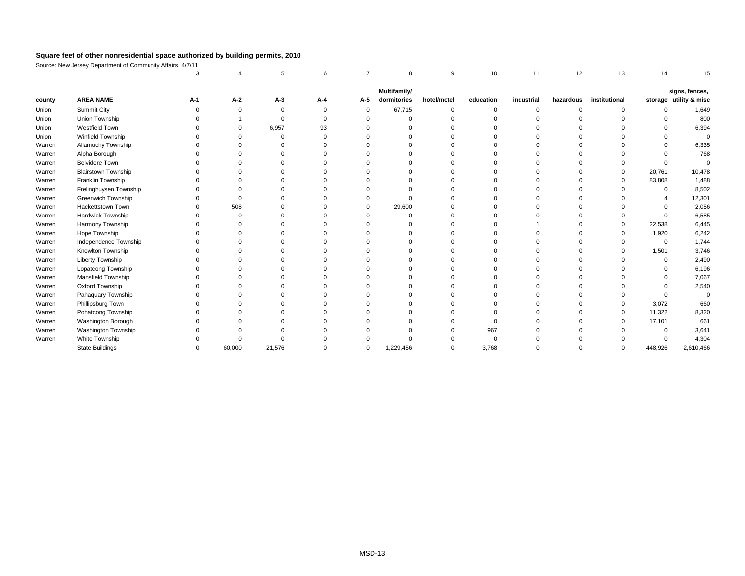# Square feet of other nonresidential space authorized by building permits, 2010

Source: New Jersey Department of Community Affairs, 4/7/11

| | | 3 | 4 | 5 | 6 | 7 | 8 | 9 | 10 | 11 | 12 | 13 | 14 | 15 |
|---|---|---|---|---|---|---|---|---|---|---|---|---|---|---|
| **county** | **AREA NAME** | **A-1** | **A-2** | **A-3** | **A-4** | **A-5** | **Multifamily/ dormitories** | **hotel/motel** | **education** | **industrial** | **hazardous** | **institutional** | **storage** | **signs, fences, utility & misc** |
| Union | Summit City | 0 | 0 | 0 | 0 | 0 | 67,715 | 0 | 0 | 0 | 0 | 0 | 0 | 1,649 |
| Union | Union Township | 0 | 1 | 0 | 0 | 0 | 0 | 0 | 0 | 0 | 0 | 0 | 0 | 800 |
| Union | Westfield Town | 0 | 0 | 6,957 | 93 | 0 | 0 | 0 | 0 | 0 | 0 | 0 | 0 | 6,394 |
| Union | Winfield Township | 0 | 0 | 0 | 0 | 0 | 0 | 0 | 0 | 0 | 0 | 0 | 0 | 0 |
| Warren | Allamuchy Township | 0 | 0 | 0 | 0 | 0 | 0 | 0 | 0 | 0 | 0 | 0 | 0 | 6,335 |
| Warren | Alpha Borough | 0 | 0 | 0 | 0 | 0 | 0 | 0 | 0 | 0 | 0 | 0 | 0 | 768 |
| Warren | Belvidere Town | 0 | 0 | 0 | 0 | 0 | 0 | 0 | 0 | 0 | 0 | 0 | 0 | 0 |
| Warren | Blairstown Township | 0 | 0 | 0 | 0 | 0 | 0 | 0 | 0 | 0 | 0 | 0 | 20,761 | 10,478 |
| Warren | Franklin Township | 0 | 0 | 0 | 0 | 0 | 0 | 0 | 0 | 0 | 0 | 0 | 83,808 | 1,488 |
| Warren | Frelinghuysen Township | 0 | 0 | 0 | 0 | 0 | 0 | 0 | 0 | 0 | 0 | 0 | 0 | 8,502 |
| Warren | Greenwich Township | 0 | 0 | 0 | 0 | 0 | 0 | 0 | 0 | 0 | 0 | 0 | 4 | 12,301 |
| Warren | Hackettstown Town | 0 | 508 | 0 | 0 | 0 | 29,600 | 0 | 0 | 0 | 0 | 0 | 0 | 2,056 |
| Warren | Hardwick Township | 0 | 0 | 0 | 0 | 0 | 0 | 0 | 0 | 0 | 0 | 0 | 0 | 6,585 |
| Warren | Harmony Township | 0 | 0 | 0 | 0 | 0 | 0 | 0 | 0 | 1 | 0 | 0 | 22,538 | 6,445 |
| Warren | Hope Township | 0 | 0 | 0 | 0 | 0 | 0 | 0 | 0 | 0 | 0 | 0 | 1,920 | 6,242 |
| Warren | Independence Township | 0 | 0 | 0 | 0 | 0 | 0 | 0 | 0 | 0 | 0 | 0 | 0 | 1,744 |
| Warren | Knowlton Township | 0 | 0 | 0 | 0 | 0 | 0 | 0 | 0 | 0 | 0 | 0 | 1,501 | 3,746 |
| Warren | Liberty Township | 0 | 0 | 0 | 0 | 0 | 0 | 0 | 0 | 0 | 0 | 0 | 0 | 2,490 |
| Warren | Lopatcong Township | 0 | 0 | 0 | 0 | 0 | 0 | 0 | 0 | 0 | 0 | 0 | 0 | 6,196 |
| Warren | Mansfield Township | 0 | 0 | 0 | 0 | 0 | 0 | 0 | 0 | 0 | 0 | 0 | 0 | 7,067 |
| Warren | Oxford Township | 0 | 0 | 0 | 0 | 0 | 0 | 0 | 0 | 0 | 0 | 0 | 0 | 2,540 |
| Warren | Pahaquary Township | 0 | 0 | 0 | 0 | 0 | 0 | 0 | 0 | 0 | 0 | 0 | 0 | 0 |
| Warren | Phillipsburg Town | 0 | 0 | 0 | 0 | 0 | 0 | 0 | 0 | 0 | 0 | 0 | 3,072 | 660 |
| Warren | Pohatcong Township | 0 | 0 | 0 | 0 | 0 | 0 | 0 | 0 | 0 | 0 | 0 | 11,322 | 8,320 |
| Warren | Washington Borough | 0 | 0 | 0 | 0 | 0 | 0 | 0 | 0 | 0 | 0 | 0 | 17,101 | 661 |
| Warren | Washington Township | 0 | 0 | 0 | 0 | 0 | 0 | 0 | 967 | 0 | 0 | 0 | 0 | 3,641 |
| Warren | White Township | 0 | 0 | 0 | 0 | 0 | 0 | 0 | 0 | 0 | 0 | 0 | 0 | 4,304 |
| | State Buildings | 0 | 60,000 | 21,576 | 0 | 0 | 1,229,456 | 0 | 3,768 | 0 | 0 | 0 | 448,926 | 2,610,466 |

MSD-13